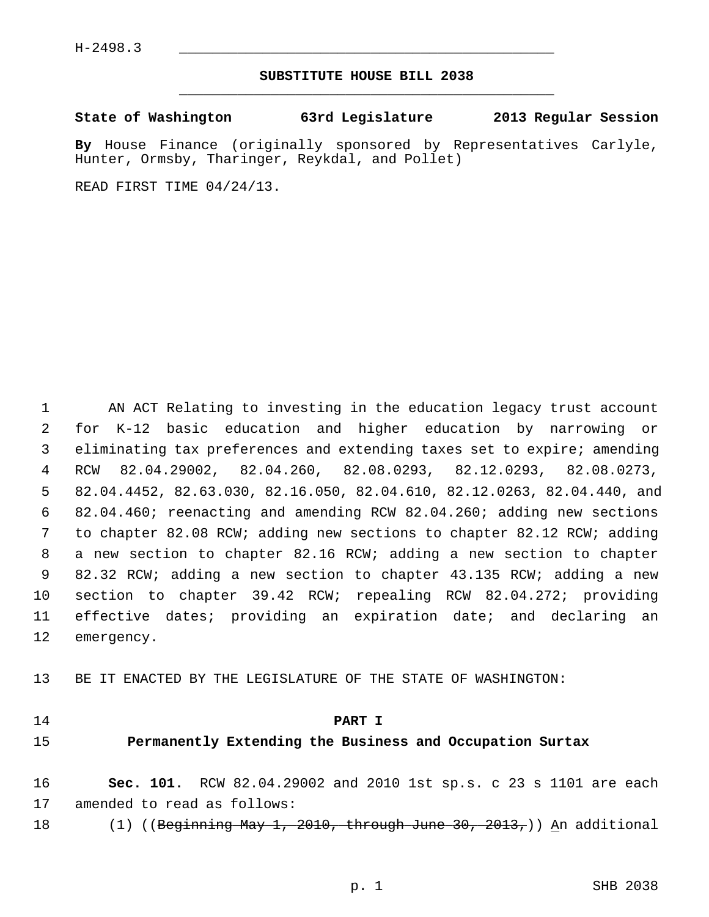H-2498.3

## SUBSTITUTE HOUSE BILL 2038

**State of Washington 63rd Legislature 2013 Regular Session**

**By** House Finance (originally sponsored by Representatives Carlyle, Hunter, Ormsby, Tharinger, Reykdal, and Pollet)

READ FIRST TIME 04/24/13.

1 AN ACT Relating to investing in the education legacy trust account
2 for K-12 basic education and higher education by narrowing or
3 eliminating tax preferences and extending taxes set to expire; amending
4 RCW 82.04.29002, 82.04.260, 82.08.0293, 82.12.0293, 82.08.0273,
5 82.04.4452, 82.63.030, 82.16.050, 82.04.610, 82.12.0263, 82.04.440, and
6 82.04.460; reenacting and amending RCW 82.04.260; adding new sections
7 to chapter 82.08 RCW; adding new sections to chapter 82.12 RCW; adding
8 a new section to chapter 82.16 RCW; adding a new section to chapter
9 82.32 RCW; adding a new section to chapter 43.135 RCW; adding a new
10 section to chapter 39.42 RCW; repealing RCW 82.04.272; providing
11 effective dates; providing an expiration date; and declaring an
12 emergency.

13 BE IT ENACTED BY THE LEGISLATURE OF THE STATE OF WASHINGTON:

14 **PART I**

15 **Permanently Extending the Business and Occupation Surtax**

16 **Sec. 101.** RCW 82.04.29002 and 2010 1st sp.s. c 23 s 1101 are each
17 amended to read as follows:

18 (1) ((~~Beginning May 1, 2010, through June 30, 2013,~~)) An additional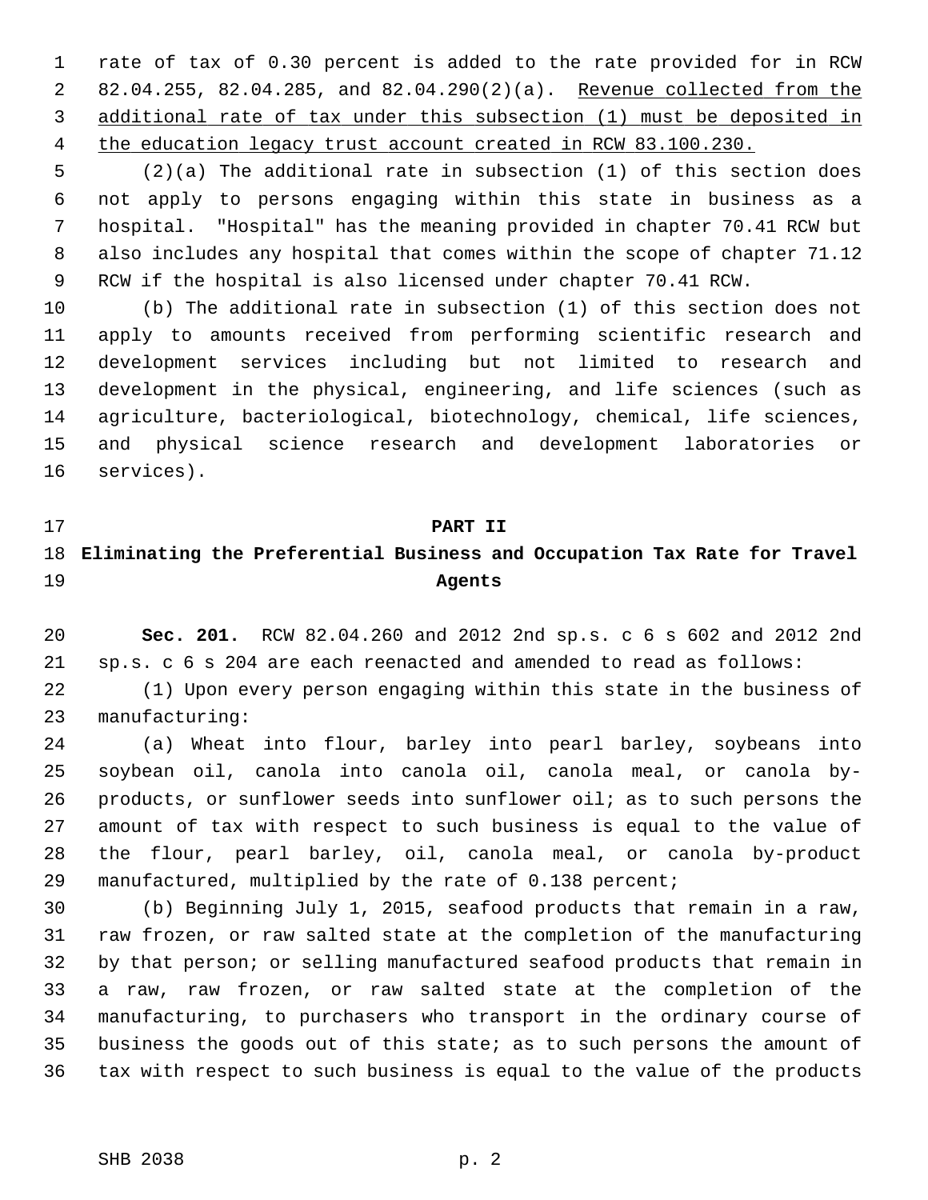rate of tax of 0.30 percent is added to the rate provided for in RCW 82.04.255, 82.04.285, and 82.04.290(2)(a). <u>Revenue collected from the additional rate of tax under this subsection (1) must be deposited in the education legacy trust account created in RCW 83.100.230.</u>

(2)(a) The additional rate in subsection (1) of this section does not apply to persons engaging within this state in business as a hospital. "Hospital" has the meaning provided in chapter 70.41 RCW but also includes any hospital that comes within the scope of chapter 71.12 RCW if the hospital is also licensed under chapter 70.41 RCW.

(b) The additional rate in subsection (1) of this section does not apply to amounts received from performing scientific research and development services including but not limited to research and development in the physical, engineering, and life sciences (such as agriculture, bacteriological, biotechnology, chemical, life sciences, and physical science research and development laboratories or services).

## PART II
## Eliminating the Preferential Business and Occupation Tax Rate for Travel Agents

**Sec. 201.** RCW 82.04.260 and 2012 2nd sp.s. c 6 s 602 and 2012 2nd sp.s. c 6 s 204 are each reenacted and amended to read as follows:

(1) Upon every person engaging within this state in the business of manufacturing:

(a) Wheat into flour, barley into pearl barley, soybeans into soybean oil, canola into canola oil, canola meal, or canola by-products, or sunflower seeds into sunflower oil; as to such persons the amount of tax with respect to such business is equal to the value of the flour, pearl barley, oil, canola meal, or canola by-product manufactured, multiplied by the rate of 0.138 percent;

(b) Beginning July 1, 2015, seafood products that remain in a raw, raw frozen, or raw salted state at the completion of the manufacturing by that person; or selling manufactured seafood products that remain in a raw, raw frozen, or raw salted state at the completion of the manufacturing, to purchasers who transport in the ordinary course of business the goods out of this state; as to such persons the amount of tax with respect to such business is equal to the value of the products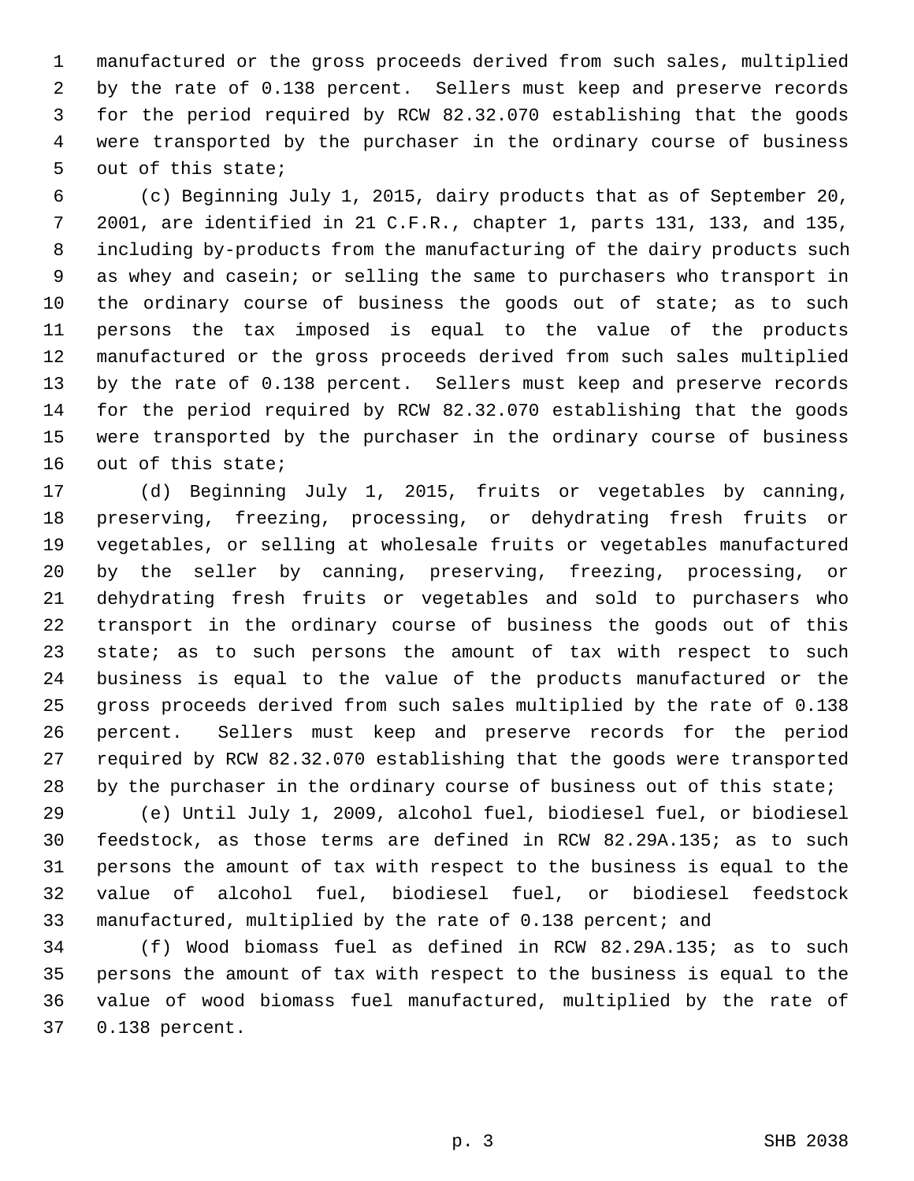manufactured or the gross proceeds derived from such sales, multiplied by the rate of 0.138 percent. Sellers must keep and preserve records for the period required by RCW 82.32.070 establishing that the goods were transported by the purchaser in the ordinary course of business out of this state;

(c) Beginning July 1, 2015, dairy products that as of September 20, 2001, are identified in 21 C.F.R., chapter 1, parts 131, 133, and 135, including by-products from the manufacturing of the dairy products such as whey and casein; or selling the same to purchasers who transport in the ordinary course of business the goods out of state; as to such persons the tax imposed is equal to the value of the products manufactured or the gross proceeds derived from such sales multiplied by the rate of 0.138 percent. Sellers must keep and preserve records for the period required by RCW 82.32.070 establishing that the goods were transported by the purchaser in the ordinary course of business out of this state;

(d) Beginning July 1, 2015, fruits or vegetables by canning, preserving, freezing, processing, or dehydrating fresh fruits or vegetables, or selling at wholesale fruits or vegetables manufactured by the seller by canning, preserving, freezing, processing, or dehydrating fresh fruits or vegetables and sold to purchasers who transport in the ordinary course of business the goods out of this state; as to such persons the amount of tax with respect to such business is equal to the value of the products manufactured or the gross proceeds derived from such sales multiplied by the rate of 0.138 percent. Sellers must keep and preserve records for the period required by RCW 82.32.070 establishing that the goods were transported by the purchaser in the ordinary course of business out of this state;

(e) Until July 1, 2009, alcohol fuel, biodiesel fuel, or biodiesel feedstock, as those terms are defined in RCW 82.29A.135; as to such persons the amount of tax with respect to the business is equal to the value of alcohol fuel, biodiesel fuel, or biodiesel feedstock manufactured, multiplied by the rate of 0.138 percent; and

(f) Wood biomass fuel as defined in RCW 82.29A.135; as to such persons the amount of tax with respect to the business is equal to the value of wood biomass fuel manufactured, multiplied by the rate of 0.138 percent.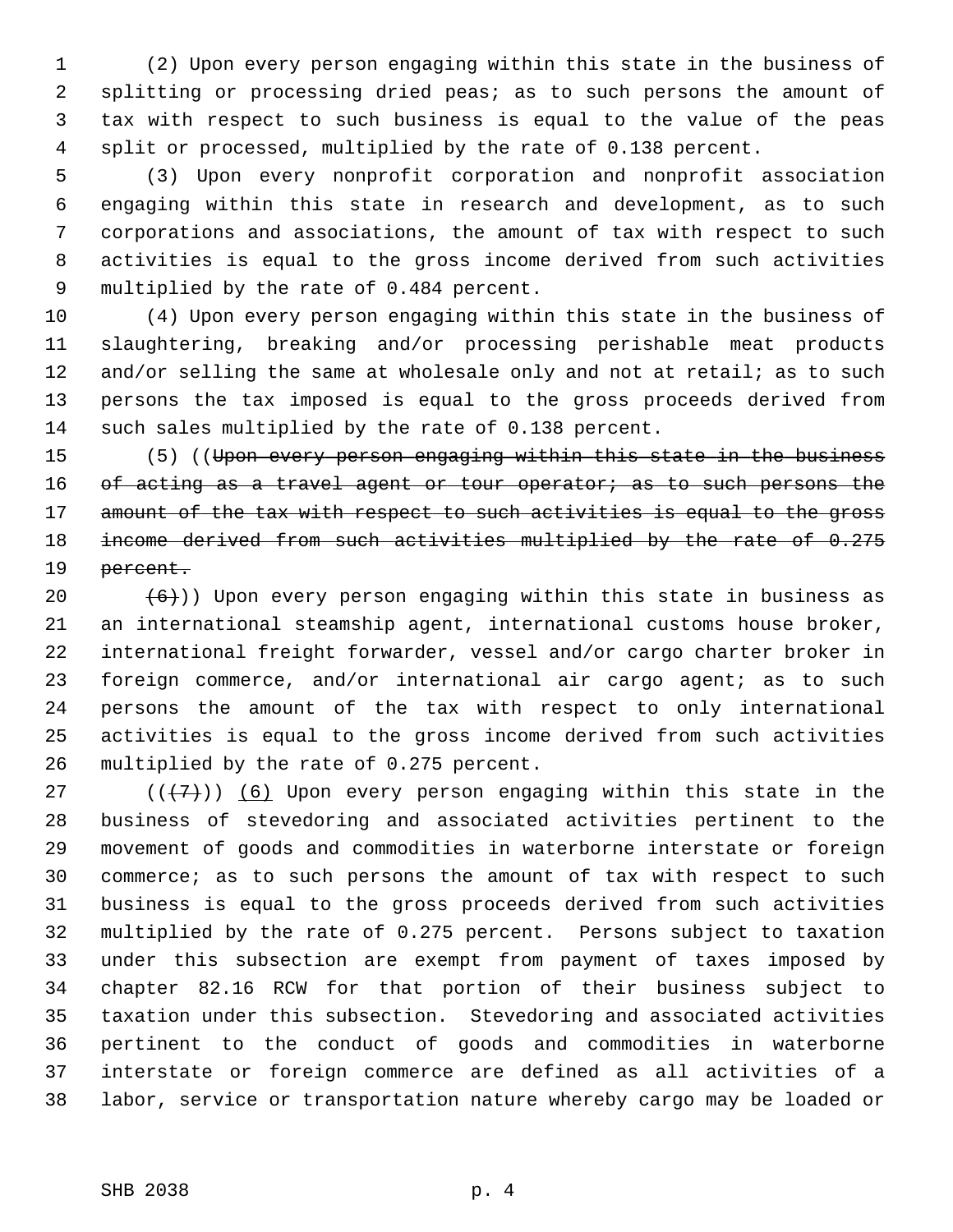(2) Upon every person engaging within this state in the business of splitting or processing dried peas; as to such persons the amount of tax with respect to such business is equal to the value of the peas split or processed, multiplied by the rate of 0.138 percent.

(3) Upon every nonprofit corporation and nonprofit association engaging within this state in research and development, as to such corporations and associations, the amount of tax with respect to such activities is equal to the gross income derived from such activities multiplied by the rate of 0.484 percent.

(4) Upon every person engaging within this state in the business of slaughtering, breaking and/or processing perishable meat products and/or selling the same at wholesale only and not at retail; as to such persons the tax imposed is equal to the gross proceeds derived from such sales multiplied by the rate of 0.138 percent.

(5) ((~~Upon every person engaging within this state in the business of acting as a travel agent or tour operator; as to such persons the amount of the tax with respect to such activities is equal to the gross income derived from such activities multiplied by the rate of 0.275 percent.~~

~~(6)~~)) Upon every person engaging within this state in business as an international steamship agent, international customs house broker, international freight forwarder, vessel and/or cargo charter broker in foreign commerce, and/or international air cargo agent; as to such persons the amount of the tax with respect to only international activities is equal to the gross income derived from such activities multiplied by the rate of 0.275 percent.

((~~(7)~~)) <u>(6)</u> Upon every person engaging within this state in the business of stevedoring and associated activities pertinent to the movement of goods and commodities in waterborne interstate or foreign commerce; as to such persons the amount of tax with respect to such business is equal to the gross proceeds derived from such activities multiplied by the rate of 0.275 percent. Persons subject to taxation under this subsection are exempt from payment of taxes imposed by chapter 82.16 RCW for that portion of their business subject to taxation under this subsection. Stevedoring and associated activities pertinent to the conduct of goods and commodities in waterborne interstate or foreign commerce are defined as all activities of a labor, service or transportation nature whereby cargo may be loaded or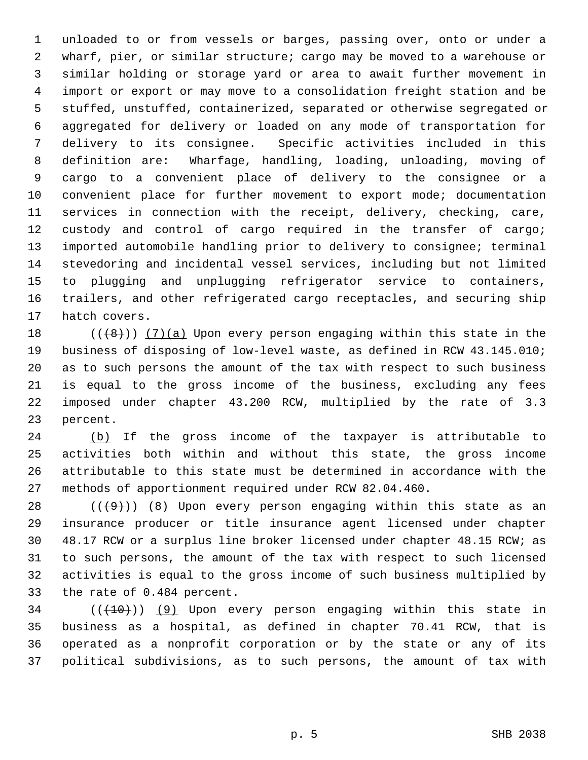unloaded to or from vessels or barges, passing over, onto or under a wharf, pier, or similar structure; cargo may be moved to a warehouse or similar holding or storage yard or area to await further movement in import or export or may move to a consolidation freight station and be stuffed, unstuffed, containerized, separated or otherwise segregated or aggregated for delivery or loaded on any mode of transportation for delivery to its consignee. Specific activities included in this definition are: Wharfage, handling, loading, unloading, moving of cargo to a convenient place of delivery to the consignee or a convenient place for further movement to export mode; documentation services in connection with the receipt, delivery, checking, care, custody and control of cargo required in the transfer of cargo; imported automobile handling prior to delivery to consignee; terminal stevedoring and incidental vessel services, including but not limited to plugging and unplugging refrigerator service to containers, trailers, and other refrigerated cargo receptacles, and securing ship hatch covers.

((~~(8)~~)) (7)(a) Upon every person engaging within this state in the business of disposing of low-level waste, as defined in RCW 43.145.010; as to such persons the amount of the tax with respect to such business is equal to the gross income of the business, excluding any fees imposed under chapter 43.200 RCW, multiplied by the rate of 3.3 percent.

(b) If the gross income of the taxpayer is attributable to activities both within and without this state, the gross income attributable to this state must be determined in accordance with the methods of apportionment required under RCW 82.04.460.

((~~(9)~~)) (8) Upon every person engaging within this state as an insurance producer or title insurance agent licensed under chapter 48.17 RCW or a surplus line broker licensed under chapter 48.15 RCW; as to such persons, the amount of the tax with respect to such licensed activities is equal to the gross income of such business multiplied by the rate of 0.484 percent.

((~~(10)~~)) (9) Upon every person engaging within this state in business as a hospital, as defined in chapter 70.41 RCW, that is operated as a nonprofit corporation or by the state or any of its political subdivisions, as to such persons, the amount of tax with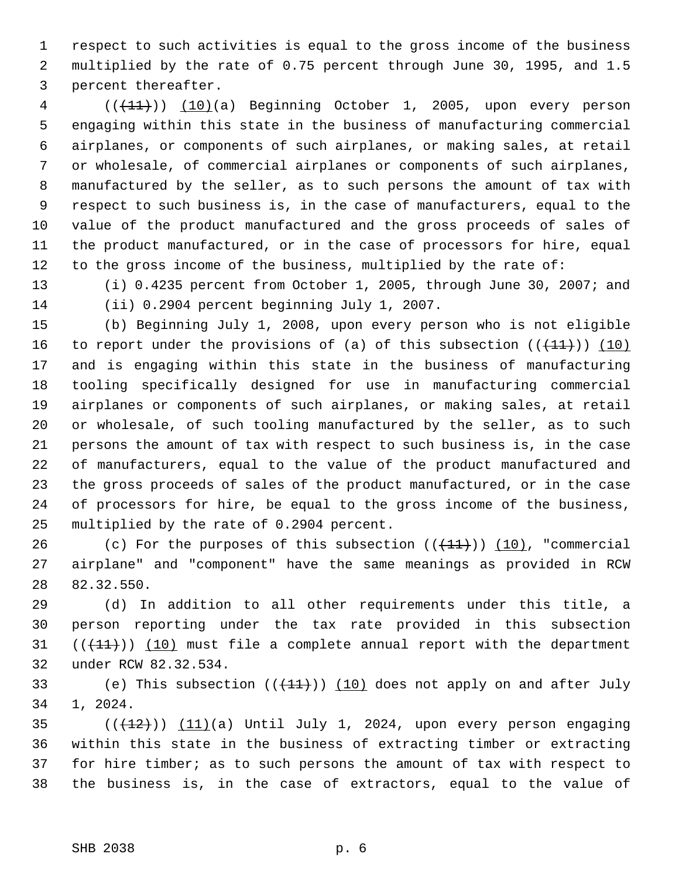respect to such activities is equal to the gross income of the business multiplied by the rate of 0.75 percent through June 30, 1995, and 1.5 percent thereafter.

((~~(11)~~)) (10)(a) Beginning October 1, 2005, upon every person engaging within this state in the business of manufacturing commercial airplanes, or components of such airplanes, or making sales, at retail or wholesale, of commercial airplanes or components of such airplanes, manufactured by the seller, as to such persons the amount of tax with respect to such business is, in the case of manufacturers, equal to the value of the product manufactured and the gross proceeds of sales of the product manufactured, or in the case of processors for hire, equal to the gross income of the business, multiplied by the rate of:

(i) 0.4235 percent from October 1, 2005, through June 30, 2007; and

(ii) 0.2904 percent beginning July 1, 2007.

(b) Beginning July 1, 2008, upon every person who is not eligible to report under the provisions of (a) of this subsection ((~~(11)~~)) (10) and is engaging within this state in the business of manufacturing tooling specifically designed for use in manufacturing commercial airplanes or components of such airplanes, or making sales, at retail or wholesale, of such tooling manufactured by the seller, as to such persons the amount of tax with respect to such business is, in the case of manufacturers, equal to the value of the product manufactured and the gross proceeds of sales of the product manufactured, or in the case of processors for hire, be equal to the gross income of the business, multiplied by the rate of 0.2904 percent.

(c) For the purposes of this subsection ((~~(11)~~)) (10), "commercial airplane" and "component" have the same meanings as provided in RCW 82.32.550.

(d) In addition to all other requirements under this title, a person reporting under the tax rate provided in this subsection ((~~(11)~~)) (10) must file a complete annual report with the department under RCW 82.32.534.

(e) This subsection ((~~(11)~~)) (10) does not apply on and after July 1, 2024.

((~~(12)~~)) (11)(a) Until July 1, 2024, upon every person engaging within this state in the business of extracting timber or extracting for hire timber; as to such persons the amount of tax with respect to the business is, in the case of extractors, equal to the value of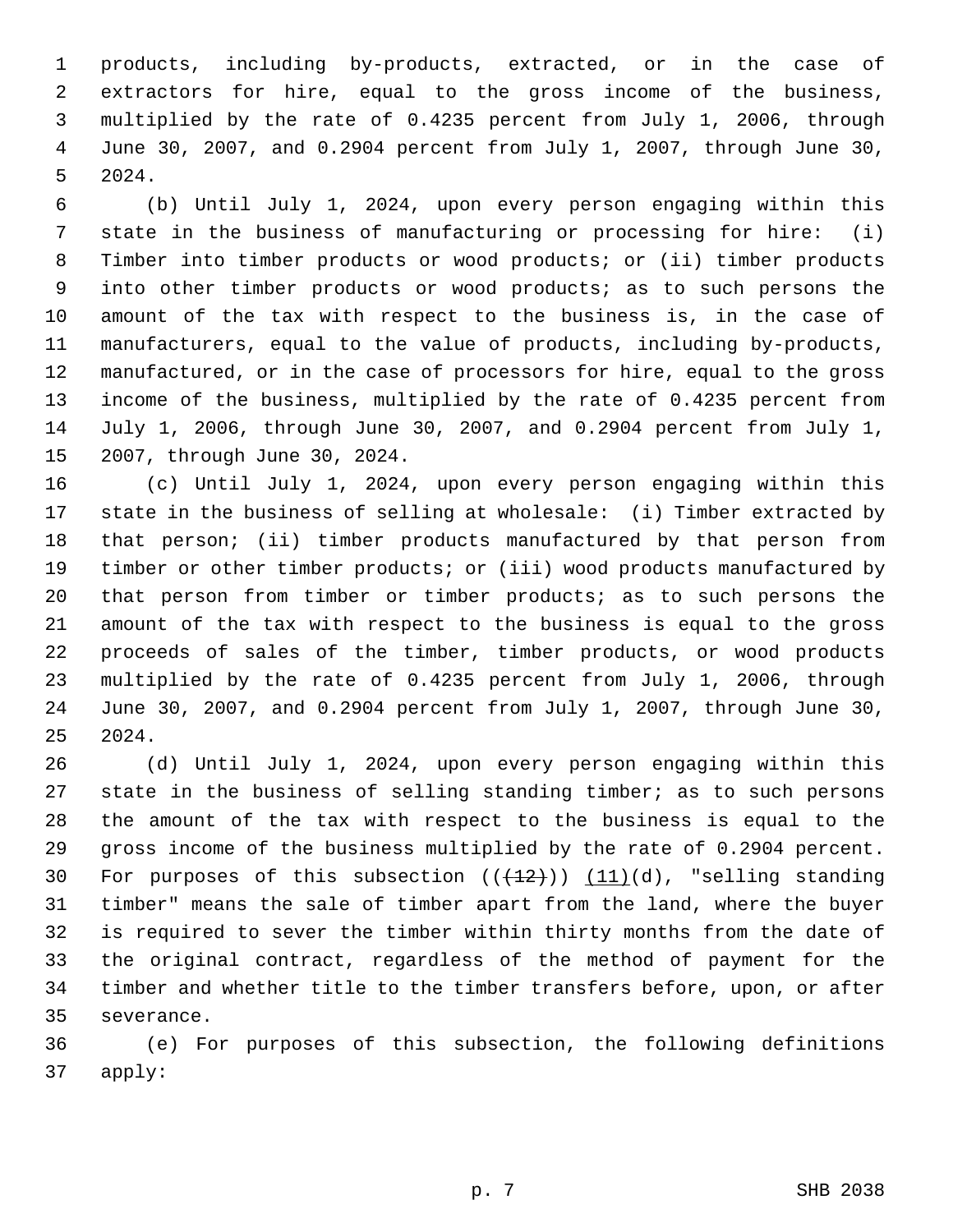products, including by-products, extracted, or in the case of extractors for hire, equal to the gross income of the business, multiplied by the rate of 0.4235 percent from July 1, 2006, through June 30, 2007, and 0.2904 percent from July 1, 2007, through June 30, 2024.

(b) Until July 1, 2024, upon every person engaging within this state in the business of manufacturing or processing for hire: (i) Timber into timber products or wood products; or (ii) timber products into other timber products or wood products; as to such persons the amount of the tax with respect to the business is, in the case of manufacturers, equal to the value of products, including by-products, manufactured, or in the case of processors for hire, equal to the gross income of the business, multiplied by the rate of 0.4235 percent from July 1, 2006, through June 30, 2007, and 0.2904 percent from July 1, 2007, through June 30, 2024.

(c) Until July 1, 2024, upon every person engaging within this state in the business of selling at wholesale: (i) Timber extracted by that person; (ii) timber products manufactured by that person from timber or other timber products; or (iii) wood products manufactured by that person from timber or timber products; as to such persons the amount of the tax with respect to the business is equal to the gross proceeds of sales of the timber, timber products, or wood products multiplied by the rate of 0.4235 percent from July 1, 2006, through June 30, 2007, and 0.2904 percent from July 1, 2007, through June 30, 2024.

(d) Until July 1, 2024, upon every person engaging within this state in the business of selling standing timber; as to such persons the amount of the tax with respect to the business is equal to the gross income of the business multiplied by the rate of 0.2904 percent. For purposes of this subsection ((~~(12)~~)) <u>(11)</u>(d), "selling standing timber" means the sale of timber apart from the land, where the buyer is required to sever the timber within thirty months from the date of the original contract, regardless of the method of payment for the timber and whether title to the timber transfers before, upon, or after severance.

(e) For purposes of this subsection, the following definitions apply: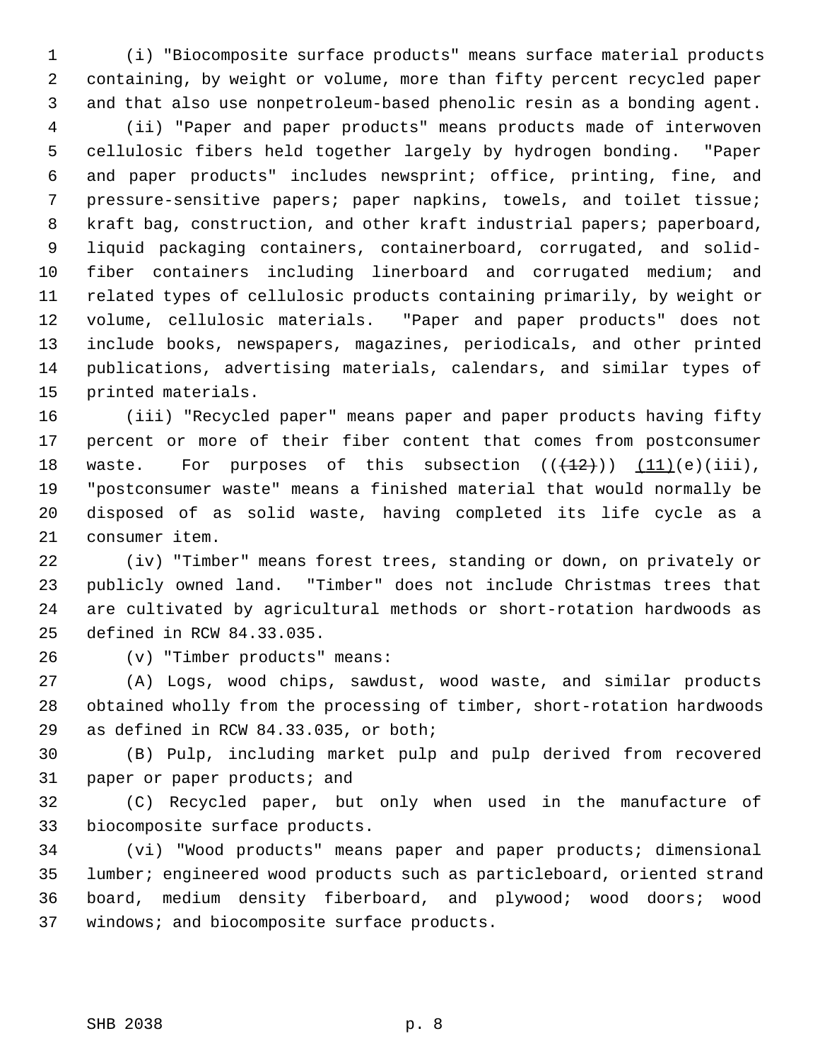(i) "Biocomposite surface products" means surface material products containing, by weight or volume, more than fifty percent recycled paper and that also use nonpetroleum-based phenolic resin as a bonding agent.

(ii) "Paper and paper products" means products made of interwoven cellulosic fibers held together largely by hydrogen bonding. "Paper and paper products" includes newsprint; office, printing, fine, and pressure-sensitive papers; paper napkins, towels, and toilet tissue; kraft bag, construction, and other kraft industrial papers; paperboard, liquid packaging containers, containerboard, corrugated, and solid-fiber containers including linerboard and corrugated medium; and related types of cellulosic products containing primarily, by weight or volume, cellulosic materials. "Paper and paper products" does not include books, newspapers, magazines, periodicals, and other printed publications, advertising materials, calendars, and similar types of printed materials.

(iii) "Recycled paper" means paper and paper products having fifty percent or more of their fiber content that comes from postconsumer waste. For purposes of this subsection ((~~(12)~~)) <u>(11)</u>(e)(iii), "postconsumer waste" means a finished material that would normally be disposed of as solid waste, having completed its life cycle as a consumer item.

(iv) "Timber" means forest trees, standing or down, on privately or publicly owned land. "Timber" does not include Christmas trees that are cultivated by agricultural methods or short-rotation hardwoods as defined in RCW 84.33.035.

(v) "Timber products" means:

(A) Logs, wood chips, sawdust, wood waste, and similar products obtained wholly from the processing of timber, short-rotation hardwoods as defined in RCW 84.33.035, or both;

(B) Pulp, including market pulp and pulp derived from recovered paper or paper products; and

(C) Recycled paper, but only when used in the manufacture of biocomposite surface products.

(vi) "Wood products" means paper and paper products; dimensional lumber; engineered wood products such as particleboard, oriented strand board, medium density fiberboard, and plywood; wood doors; wood windows; and biocomposite surface products.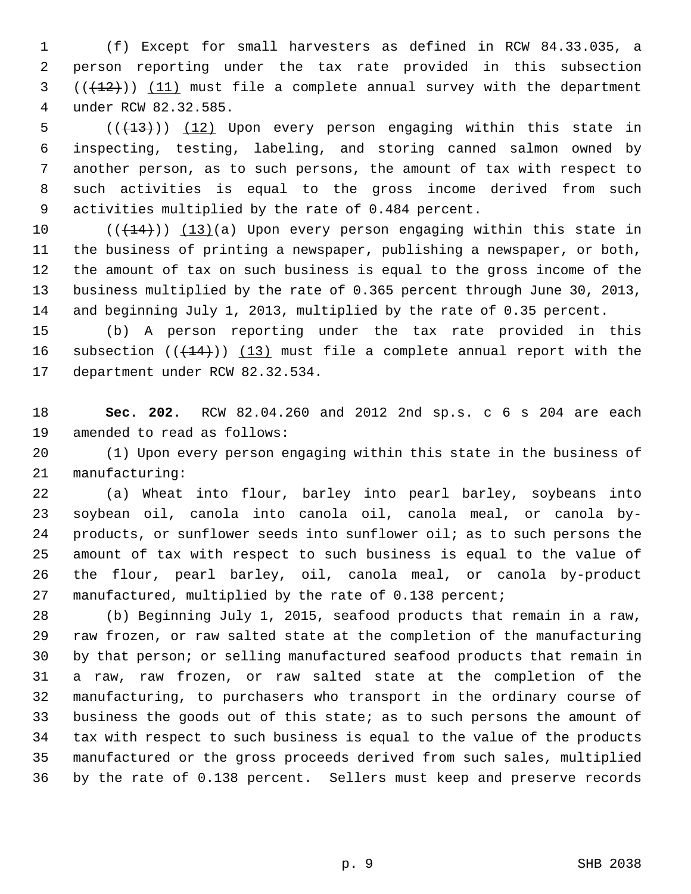(f) Except for small harvesters as defined in RCW 84.33.035, a person reporting under the tax rate provided in this subsection ((~~(12)~~)) (11) must file a complete annual survey with the department under RCW 82.32.585.

((~~(13)~~)) (12) Upon every person engaging within this state in inspecting, testing, labeling, and storing canned salmon owned by another person, as to such persons, the amount of tax with respect to such activities is equal to the gross income derived from such activities multiplied by the rate of 0.484 percent.

((~~(14)~~)) (13)(a) Upon every person engaging within this state in the business of printing a newspaper, publishing a newspaper, or both, the amount of tax on such business is equal to the gross income of the business multiplied by the rate of 0.365 percent through June 30, 2013, and beginning July 1, 2013, multiplied by the rate of 0.35 percent.

(b) A person reporting under the tax rate provided in this subsection ((~~(14)~~)) (13) must file a complete annual report with the department under RCW 82.32.534.

**Sec. 202.** RCW 82.04.260 and 2012 2nd sp.s. c 6 s 204 are each amended to read as follows:

(1) Upon every person engaging within this state in the business of manufacturing:

(a) Wheat into flour, barley into pearl barley, soybeans into soybean oil, canola into canola oil, canola meal, or canola by-products, or sunflower seeds into sunflower oil; as to such persons the amount of tax with respect to such business is equal to the value of the flour, pearl barley, oil, canola meal, or canola by-product manufactured, multiplied by the rate of 0.138 percent;

(b) Beginning July 1, 2015, seafood products that remain in a raw, raw frozen, or raw salted state at the completion of the manufacturing by that person; or selling manufactured seafood products that remain in a raw, raw frozen, or raw salted state at the completion of the manufacturing, to purchasers who transport in the ordinary course of business the goods out of this state; as to such persons the amount of tax with respect to such business is equal to the value of the products manufactured or the gross proceeds derived from such sales, multiplied by the rate of 0.138 percent. Sellers must keep and preserve records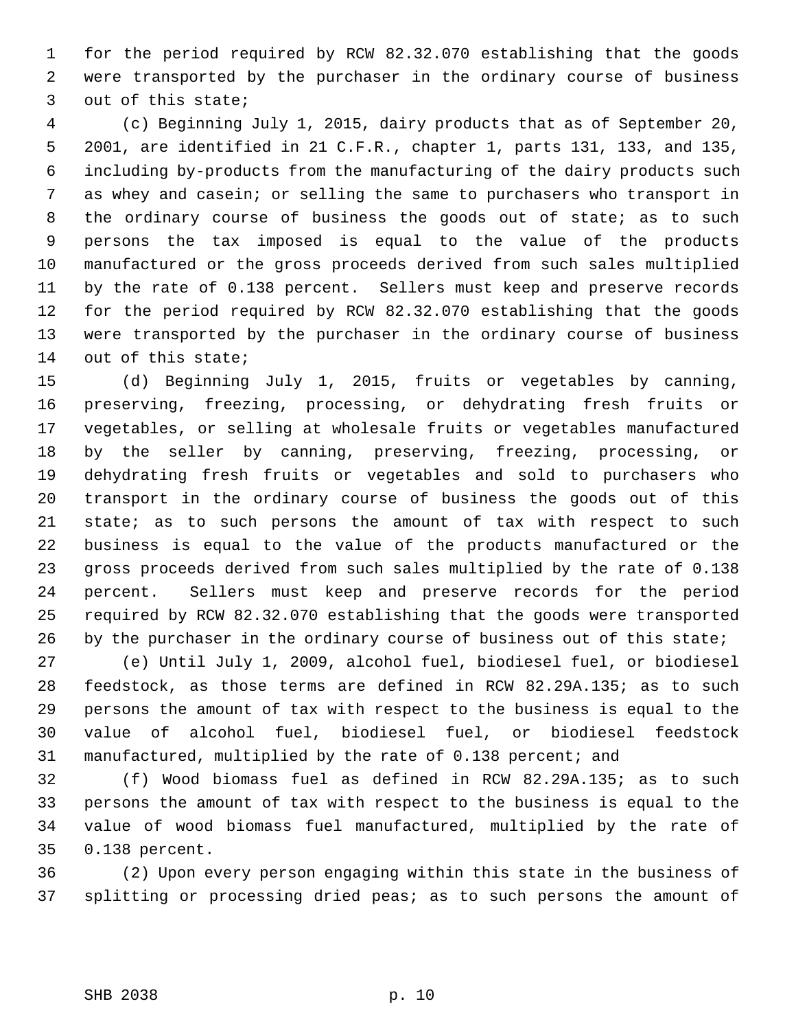for the period required by RCW 82.32.070 establishing that the goods were transported by the purchaser in the ordinary course of business out of this state;

(c) Beginning July 1, 2015, dairy products that as of September 20, 2001, are identified in 21 C.F.R., chapter 1, parts 131, 133, and 135, including by-products from the manufacturing of the dairy products such as whey and casein; or selling the same to purchasers who transport in the ordinary course of business the goods out of state; as to such persons the tax imposed is equal to the value of the products manufactured or the gross proceeds derived from such sales multiplied by the rate of 0.138 percent. Sellers must keep and preserve records for the period required by RCW 82.32.070 establishing that the goods were transported by the purchaser in the ordinary course of business out of this state;

(d) Beginning July 1, 2015, fruits or vegetables by canning, preserving, freezing, processing, or dehydrating fresh fruits or vegetables, or selling at wholesale fruits or vegetables manufactured by the seller by canning, preserving, freezing, processing, or dehydrating fresh fruits or vegetables and sold to purchasers who transport in the ordinary course of business the goods out of this state; as to such persons the amount of tax with respect to such business is equal to the value of the products manufactured or the gross proceeds derived from such sales multiplied by the rate of 0.138 percent. Sellers must keep and preserve records for the period required by RCW 82.32.070 establishing that the goods were transported by the purchaser in the ordinary course of business out of this state;

(e) Until July 1, 2009, alcohol fuel, biodiesel fuel, or biodiesel feedstock, as those terms are defined in RCW 82.29A.135; as to such persons the amount of tax with respect to the business is equal to the value of alcohol fuel, biodiesel fuel, or biodiesel feedstock manufactured, multiplied by the rate of 0.138 percent; and

(f) Wood biomass fuel as defined in RCW 82.29A.135; as to such persons the amount of tax with respect to the business is equal to the value of wood biomass fuel manufactured, multiplied by the rate of 0.138 percent.

(2) Upon every person engaging within this state in the business of splitting or processing dried peas; as to such persons the amount of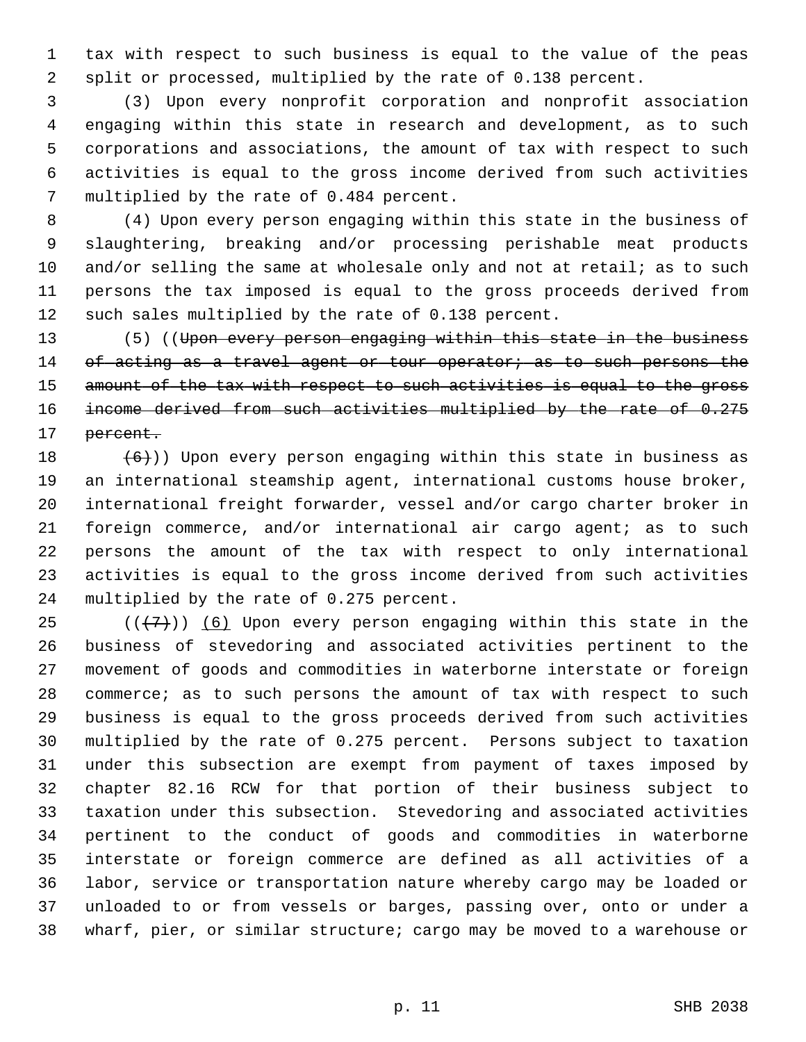tax with respect to such business is equal to the value of the peas split or processed, multiplied by the rate of 0.138 percent.

(3) Upon every nonprofit corporation and nonprofit association engaging within this state in research and development, as to such corporations and associations, the amount of tax with respect to such activities is equal to the gross income derived from such activities multiplied by the rate of 0.484 percent.

(4) Upon every person engaging within this state in the business of slaughtering, breaking and/or processing perishable meat products and/or selling the same at wholesale only and not at retail; as to such persons the tax imposed is equal to the gross proceeds derived from such sales multiplied by the rate of 0.138 percent.

(5) ((~~Upon every person engaging within this state in the business of acting as a travel agent or tour operator; as to such persons the amount of the tax with respect to such activities is equal to the gross income derived from such activities multiplied by the rate of 0.275 percent.~~

~~(6)~~)) Upon every person engaging within this state in business as an international steamship agent, international customs house broker, international freight forwarder, vessel and/or cargo charter broker in foreign commerce, and/or international air cargo agent; as to such persons the amount of the tax with respect to only international activities is equal to the gross income derived from such activities multiplied by the rate of 0.275 percent.

((~~(7)~~)) <u>(6)</u> Upon every person engaging within this state in the business of stevedoring and associated activities pertinent to the movement of goods and commodities in waterborne interstate or foreign commerce; as to such persons the amount of tax with respect to such business is equal to the gross proceeds derived from such activities multiplied by the rate of 0.275 percent. Persons subject to taxation under this subsection are exempt from payment of taxes imposed by chapter 82.16 RCW for that portion of their business subject to taxation under this subsection. Stevedoring and associated activities pertinent to the conduct of goods and commodities in waterborne interstate or foreign commerce are defined as all activities of a labor, service or transportation nature whereby cargo may be loaded or unloaded to or from vessels or barges, passing over, onto or under a wharf, pier, or similar structure; cargo may be moved to a warehouse or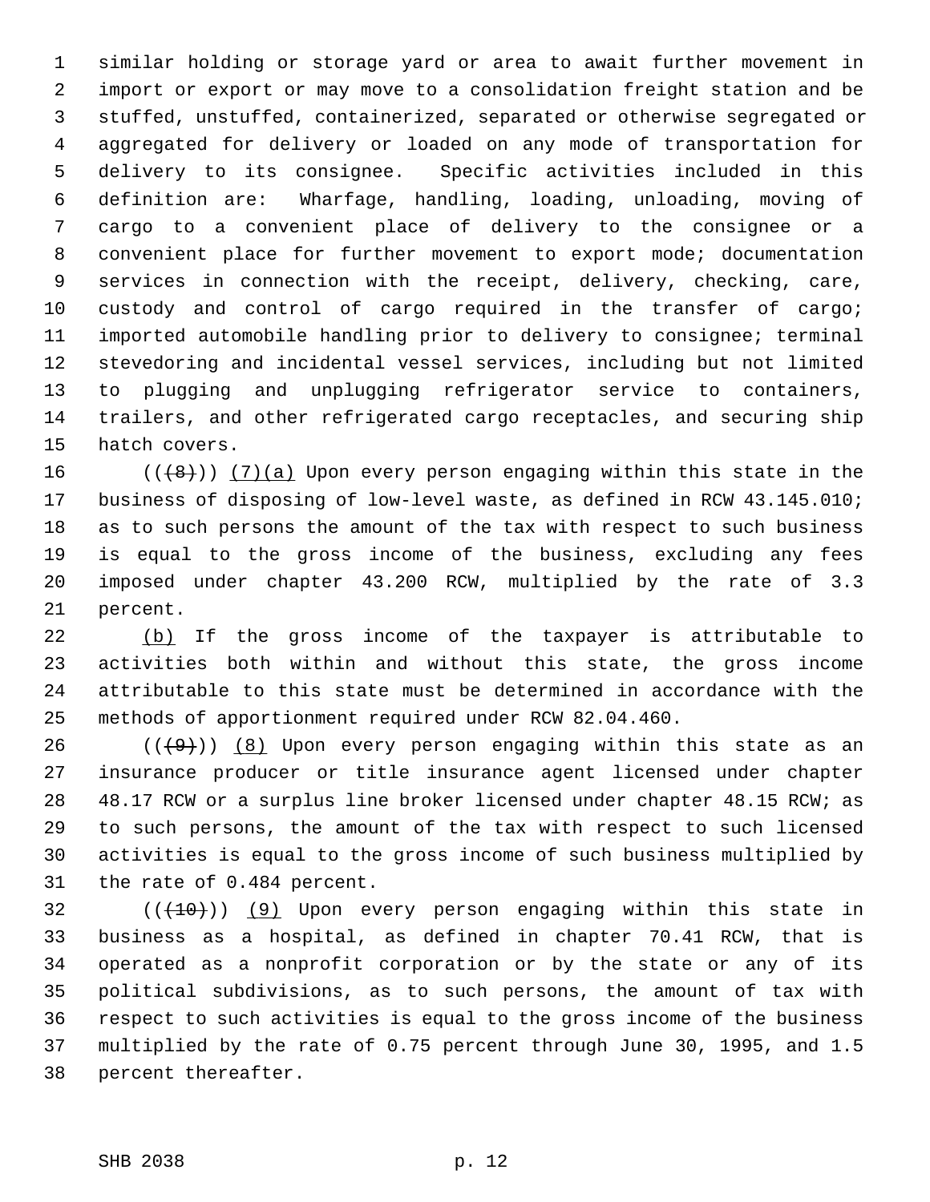similar holding or storage yard or area to await further movement in import or export or may move to a consolidation freight station and be stuffed, unstuffed, containerized, separated or otherwise segregated or aggregated for delivery or loaded on any mode of transportation for delivery to its consignee. Specific activities included in this definition are: Wharfage, handling, loading, unloading, moving of cargo to a convenient place of delivery to the consignee or a convenient place for further movement to export mode; documentation services in connection with the receipt, delivery, checking, care, custody and control of cargo required in the transfer of cargo; imported automobile handling prior to delivery to consignee; terminal stevedoring and incidental vessel services, including but not limited to plugging and unplugging refrigerator service to containers, trailers, and other refrigerated cargo receptacles, and securing ship hatch covers.

((~~(8)~~)) (7)(a) Upon every person engaging within this state in the business of disposing of low-level waste, as defined in RCW 43.145.010; as to such persons the amount of the tax with respect to such business is equal to the gross income of the business, excluding any fees imposed under chapter 43.200 RCW, multiplied by the rate of 3.3 percent.

(b) If the gross income of the taxpayer is attributable to activities both within and without this state, the gross income attributable to this state must be determined in accordance with the methods of apportionment required under RCW 82.04.460.

((~~(9)~~)) (8) Upon every person engaging within this state as an insurance producer or title insurance agent licensed under chapter 48.17 RCW or a surplus line broker licensed under chapter 48.15 RCW; as to such persons, the amount of the tax with respect to such licensed activities is equal to the gross income of such business multiplied by the rate of 0.484 percent.

((~~(10)~~)) (9) Upon every person engaging within this state in business as a hospital, as defined in chapter 70.41 RCW, that is operated as a nonprofit corporation or by the state or any of its political subdivisions, as to such persons, the amount of tax with respect to such activities is equal to the gross income of the business multiplied by the rate of 0.75 percent through June 30, 1995, and 1.5 percent thereafter.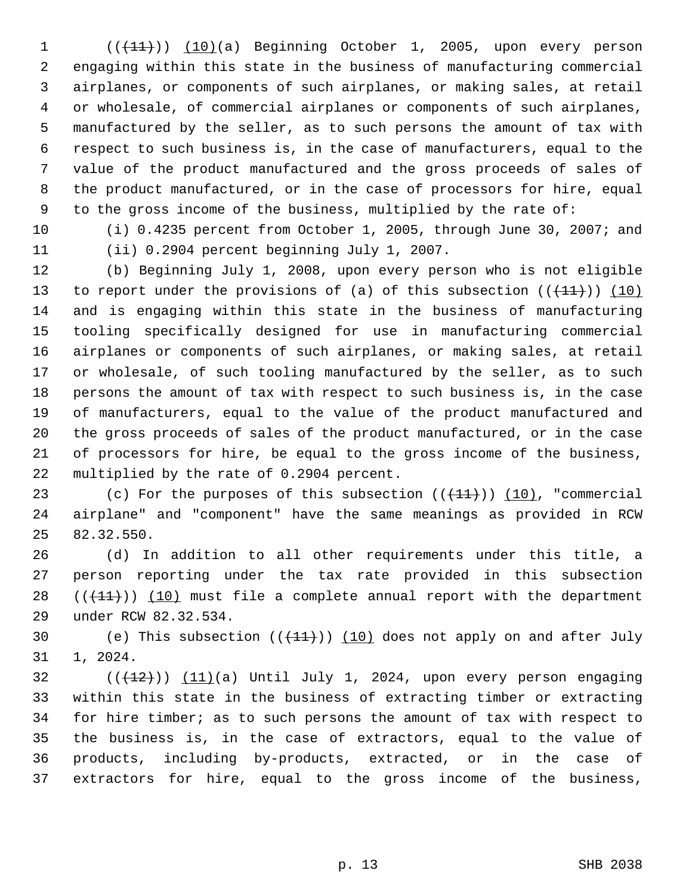((~~(11)~~)) <u>(10)</u>(a) Beginning October 1, 2005, upon every person engaging within this state in the business of manufacturing commercial airplanes, or components of such airplanes, or making sales, at retail or wholesale, of commercial airplanes or components of such airplanes, manufactured by the seller, as to such persons the amount of tax with respect to such business is, in the case of manufacturers, equal to the value of the product manufactured and the gross proceeds of sales of the product manufactured, or in the case of processors for hire, equal to the gross income of the business, multiplied by the rate of:

(i) 0.4235 percent from October 1, 2005, through June 30, 2007; and

(ii) 0.2904 percent beginning July 1, 2007.

(b) Beginning July 1, 2008, upon every person who is not eligible to report under the provisions of (a) of this subsection ((~~(11)~~)) <u>(10)</u> and is engaging within this state in the business of manufacturing tooling specifically designed for use in manufacturing commercial airplanes or components of such airplanes, or making sales, at retail or wholesale, of such tooling manufactured by the seller, as to such persons the amount of tax with respect to such business is, in the case of manufacturers, equal to the value of the product manufactured and the gross proceeds of sales of the product manufactured, or in the case of processors for hire, be equal to the gross income of the business, multiplied by the rate of 0.2904 percent.

(c) For the purposes of this subsection ((~~(11)~~)) <u>(10)</u>, "commercial airplane" and "component" have the same meanings as provided in RCW 82.32.550.

(d) In addition to all other requirements under this title, a person reporting under the tax rate provided in this subsection ((~~(11)~~)) <u>(10)</u> must file a complete annual report with the department under RCW 82.32.534.

(e) This subsection ((~~(11)~~)) <u>(10)</u> does not apply on and after July 1, 2024.

((~~(12)~~)) <u>(11)</u>(a) Until July 1, 2024, upon every person engaging within this state in the business of extracting timber or extracting for hire timber; as to such persons the amount of tax with respect to the business is, in the case of extractors, equal to the value of products, including by-products, extracted, or in the case of extractors for hire, equal to the gross income of the business,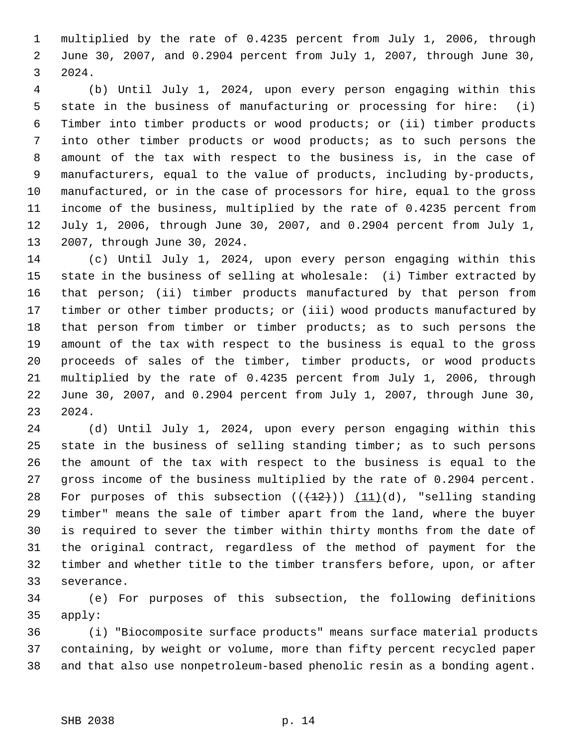multiplied by the rate of 0.4235 percent from July 1, 2006, through June 30, 2007, and 0.2904 percent from July 1, 2007, through June 30, 2024.

(b) Until July 1, 2024, upon every person engaging within this state in the business of manufacturing or processing for hire: (i) Timber into timber products or wood products; or (ii) timber products into other timber products or wood products; as to such persons the amount of the tax with respect to the business is, in the case of manufacturers, equal to the value of products, including by-products, manufactured, or in the case of processors for hire, equal to the gross income of the business, multiplied by the rate of 0.4235 percent from July 1, 2006, through June 30, 2007, and 0.2904 percent from July 1, 2007, through June 30, 2024.

(c) Until July 1, 2024, upon every person engaging within this state in the business of selling at wholesale: (i) Timber extracted by that person; (ii) timber products manufactured by that person from timber or other timber products; or (iii) wood products manufactured by that person from timber or timber products; as to such persons the amount of the tax with respect to the business is equal to the gross proceeds of sales of the timber, timber products, or wood products multiplied by the rate of 0.4235 percent from July 1, 2006, through June 30, 2007, and 0.2904 percent from July 1, 2007, through June 30, 2024.

(d) Until July 1, 2024, upon every person engaging within this state in the business of selling standing timber; as to such persons the amount of the tax with respect to the business is equal to the gross income of the business multiplied by the rate of 0.2904 percent. For purposes of this subsection ((~~(12)~~)) <u>(11)</u>(d), "selling standing timber" means the sale of timber apart from the land, where the buyer is required to sever the timber within thirty months from the date of the original contract, regardless of the method of payment for the timber and whether title to the timber transfers before, upon, or after severance.

(e) For purposes of this subsection, the following definitions apply:

(i) "Biocomposite surface products" means surface material products containing, by weight or volume, more than fifty percent recycled paper and that also use nonpetroleum-based phenolic resin as a bonding agent.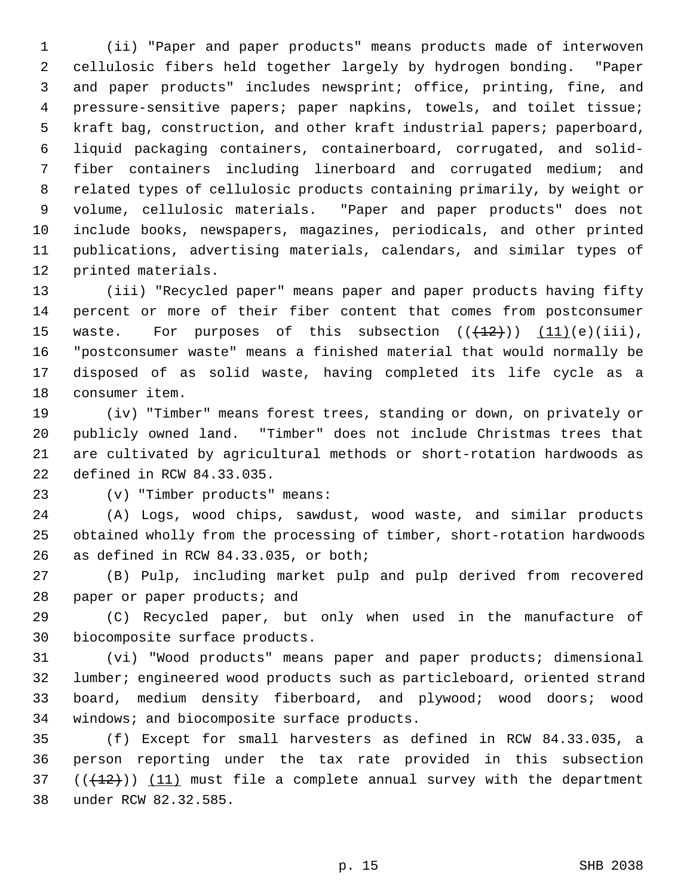(ii) "Paper and paper products" means products made of interwoven cellulosic fibers held together largely by hydrogen bonding. "Paper and paper products" includes newsprint; office, printing, fine, and pressure-sensitive papers; paper napkins, towels, and toilet tissue; kraft bag, construction, and other kraft industrial papers; paperboard, liquid packaging containers, containerboard, corrugated, and solid-fiber containers including linerboard and corrugated medium; and related types of cellulosic products containing primarily, by weight or volume, cellulosic materials. "Paper and paper products" does not include books, newspapers, magazines, periodicals, and other printed publications, advertising materials, calendars, and similar types of printed materials.

(iii) "Recycled paper" means paper and paper products having fifty percent or more of their fiber content that comes from postconsumer waste. For purposes of this subsection ((~~(12)~~)) <u>(11)</u>(e)(iii), "postconsumer waste" means a finished material that would normally be disposed of as solid waste, having completed its life cycle as a consumer item.

(iv) "Timber" means forest trees, standing or down, on privately or publicly owned land. "Timber" does not include Christmas trees that are cultivated by agricultural methods or short-rotation hardwoods as defined in RCW 84.33.035.

(v) "Timber products" means:

(A) Logs, wood chips, sawdust, wood waste, and similar products obtained wholly from the processing of timber, short-rotation hardwoods as defined in RCW 84.33.035, or both;

(B) Pulp, including market pulp and pulp derived from recovered paper or paper products; and

(C) Recycled paper, but only when used in the manufacture of biocomposite surface products.

(vi) "Wood products" means paper and paper products; dimensional lumber; engineered wood products such as particleboard, oriented strand board, medium density fiberboard, and plywood; wood doors; wood windows; and biocomposite surface products.

(f) Except for small harvesters as defined in RCW 84.33.035, a person reporting under the tax rate provided in this subsection ((~~(12)~~)) <u>(11)</u> must file a complete annual survey with the department under RCW 82.32.585.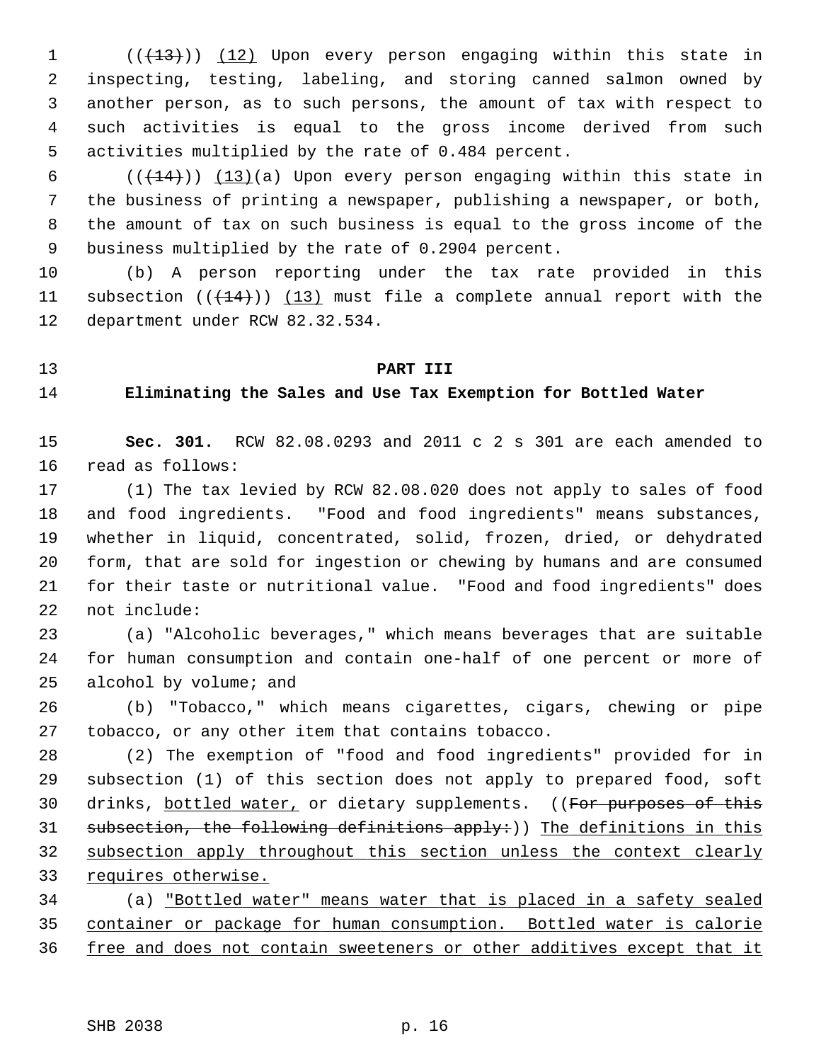((~~(13)~~)) (12) Upon every person engaging within this state in inspecting, testing, labeling, and storing canned salmon owned by another person, as to such persons, the amount of tax with respect to such activities is equal to the gross income derived from such activities multiplied by the rate of 0.484 percent.

((~~(14)~~)) (13)(a) Upon every person engaging within this state in the business of printing a newspaper, publishing a newspaper, or both, the amount of tax on such business is equal to the gross income of the business multiplied by the rate of 0.2904 percent.

(b) A person reporting under the tax rate provided in this subsection ((~~(14)~~)) (13) must file a complete annual report with the department under RCW 82.32.534.

**PART III**

**Eliminating the Sales and Use Tax Exemption for Bottled Water**

**Sec. 301.** RCW 82.08.0293 and 2011 c 2 s 301 are each amended to read as follows:

(1) The tax levied by RCW 82.08.020 does not apply to sales of food and food ingredients. "Food and food ingredients" means substances, whether in liquid, concentrated, solid, frozen, dried, or dehydrated form, that are sold for ingestion or chewing by humans and are consumed for their taste or nutritional value. "Food and food ingredients" does not include:

(a) "Alcoholic beverages," which means beverages that are suitable for human consumption and contain one-half of one percent or more of alcohol by volume; and

(b) "Tobacco," which means cigarettes, cigars, chewing or pipe tobacco, or any other item that contains tobacco.

(2) The exemption of "food and food ingredients" provided for in subsection (1) of this section does not apply to prepared food, soft drinks, bottled water, or dietary supplements. ((~~For purposes of this subsection, the following definitions apply:~~)) The definitions in this subsection apply throughout this section unless the context clearly requires otherwise.

(a) "Bottled water" means water that is placed in a safety sealed container or package for human consumption. Bottled water is calorie free and does not contain sweeteners or other additives except that it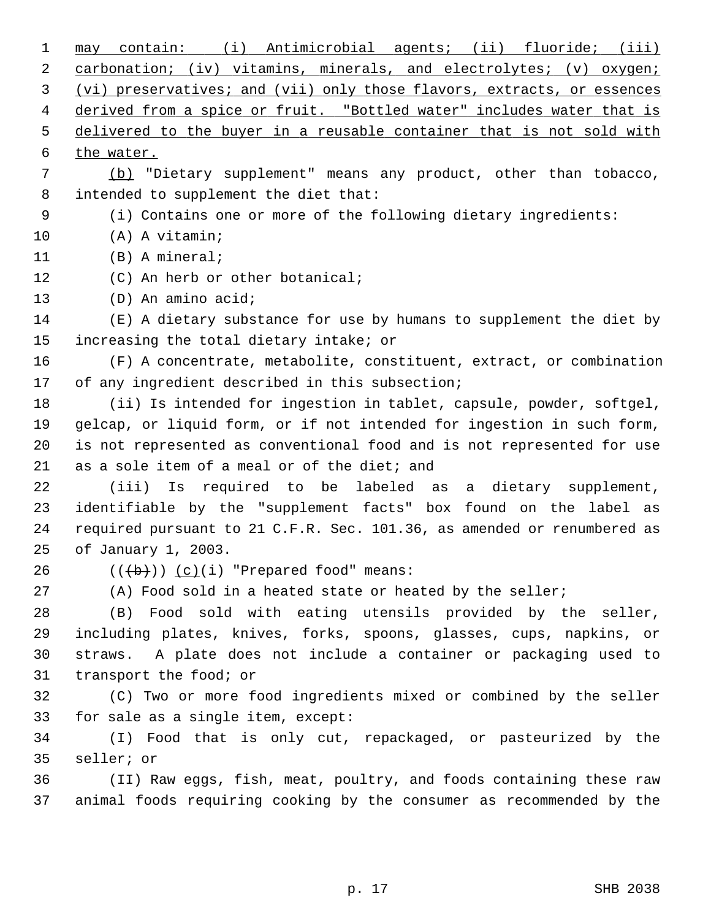may contain: (i) Antimicrobial agents; (ii) fluoride; (iii) carbonation; (iv) vitamins, minerals, and electrolytes; (v) oxygen; (vi) preservatives; and (vii) only those flavors, extracts, or essences derived from a spice or fruit. "Bottled water" includes water that is delivered to the buyer in a reusable container that is not sold with the water.

(b) "Dietary supplement" means any product, other than tobacco, intended to supplement the diet that:

(i) Contains one or more of the following dietary ingredients:

(A) A vitamin;

(B) A mineral;

(C) An herb or other botanical;

(D) An amino acid;

(E) A dietary substance for use by humans to supplement the diet by increasing the total dietary intake; or

(F) A concentrate, metabolite, constituent, extract, or combination of any ingredient described in this subsection;

(ii) Is intended for ingestion in tablet, capsule, powder, softgel, gelcap, or liquid form, or if not intended for ingestion in such form, is not represented as conventional food and is not represented for use as a sole item of a meal or of the diet; and

(iii) Is required to be labeled as a dietary supplement, identifiable by the "supplement facts" box found on the label as required pursuant to 21 C.F.R. Sec. 101.36, as amended or renumbered as of January 1, 2003.

(((b))) (c)(i) "Prepared food" means:

(A) Food sold in a heated state or heated by the seller;

(B) Food sold with eating utensils provided by the seller, including plates, knives, forks, spoons, glasses, cups, napkins, or straws. A plate does not include a container or packaging used to transport the food; or

(C) Two or more food ingredients mixed or combined by the seller for sale as a single item, except:

(I) Food that is only cut, repackaged, or pasteurized by the seller; or

(II) Raw eggs, fish, meat, poultry, and foods containing these raw animal foods requiring cooking by the consumer as recommended by the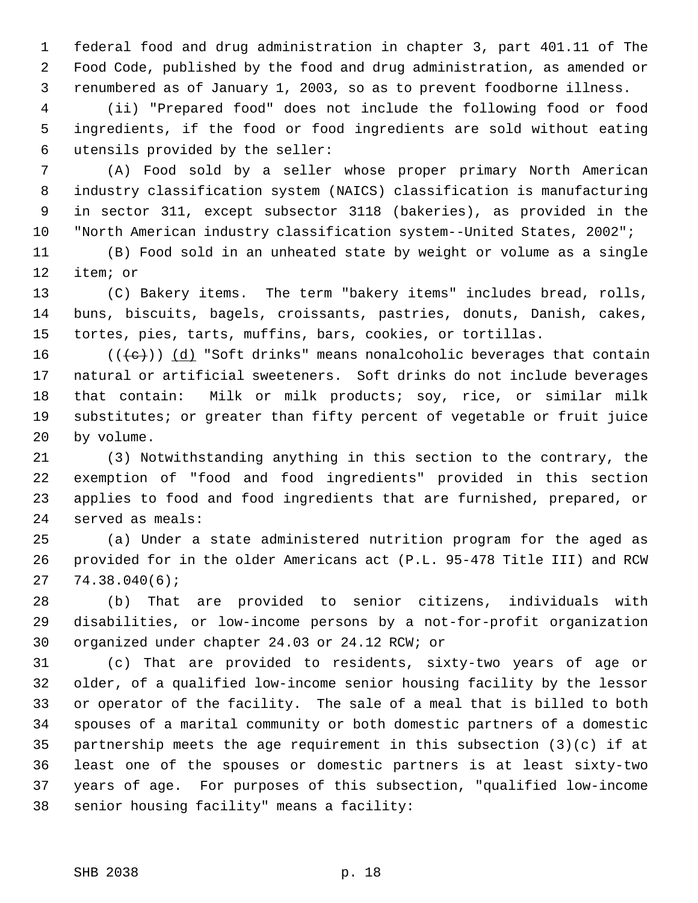federal food and drug administration in chapter 3, part 401.11 of The Food Code, published by the food and drug administration, as amended or renumbered as of January 1, 2003, so as to prevent foodborne illness.

(ii) "Prepared food" does not include the following food or food ingredients, if the food or food ingredients are sold without eating utensils provided by the seller:

(A) Food sold by a seller whose proper primary North American industry classification system (NAICS) classification is manufacturing in sector 311, except subsector 3118 (bakeries), as provided in the "North American industry classification system--United States, 2002";

(B) Food sold in an unheated state by weight or volume as a single item; or

(C) Bakery items. The term "bakery items" includes bread, rolls, buns, biscuits, bagels, croissants, pastries, donuts, Danish, cakes, tortes, pies, tarts, muffins, bars, cookies, or tortillas.

~~((c))~~ (d) "Soft drinks" means nonalcoholic beverages that contain natural or artificial sweeteners. Soft drinks do not include beverages that contain: Milk or milk products; soy, rice, or similar milk substitutes; or greater than fifty percent of vegetable or fruit juice by volume.

(3) Notwithstanding anything in this section to the contrary, the exemption of "food and food ingredients" provided in this section applies to food and food ingredients that are furnished, prepared, or served as meals:

(a) Under a state administered nutrition program for the aged as provided for in the older Americans act (P.L. 95-478 Title III) and RCW 74.38.040(6);

(b) That are provided to senior citizens, individuals with disabilities, or low-income persons by a not-for-profit organization organized under chapter 24.03 or 24.12 RCW; or

(c) That are provided to residents, sixty-two years of age or older, of a qualified low-income senior housing facility by the lessor or operator of the facility. The sale of a meal that is billed to both spouses of a marital community or both domestic partners of a domestic partnership meets the age requirement in this subsection (3)(c) if at least one of the spouses or domestic partners is at least sixty-two years of age. For purposes of this subsection, "qualified low-income senior housing facility" means a facility: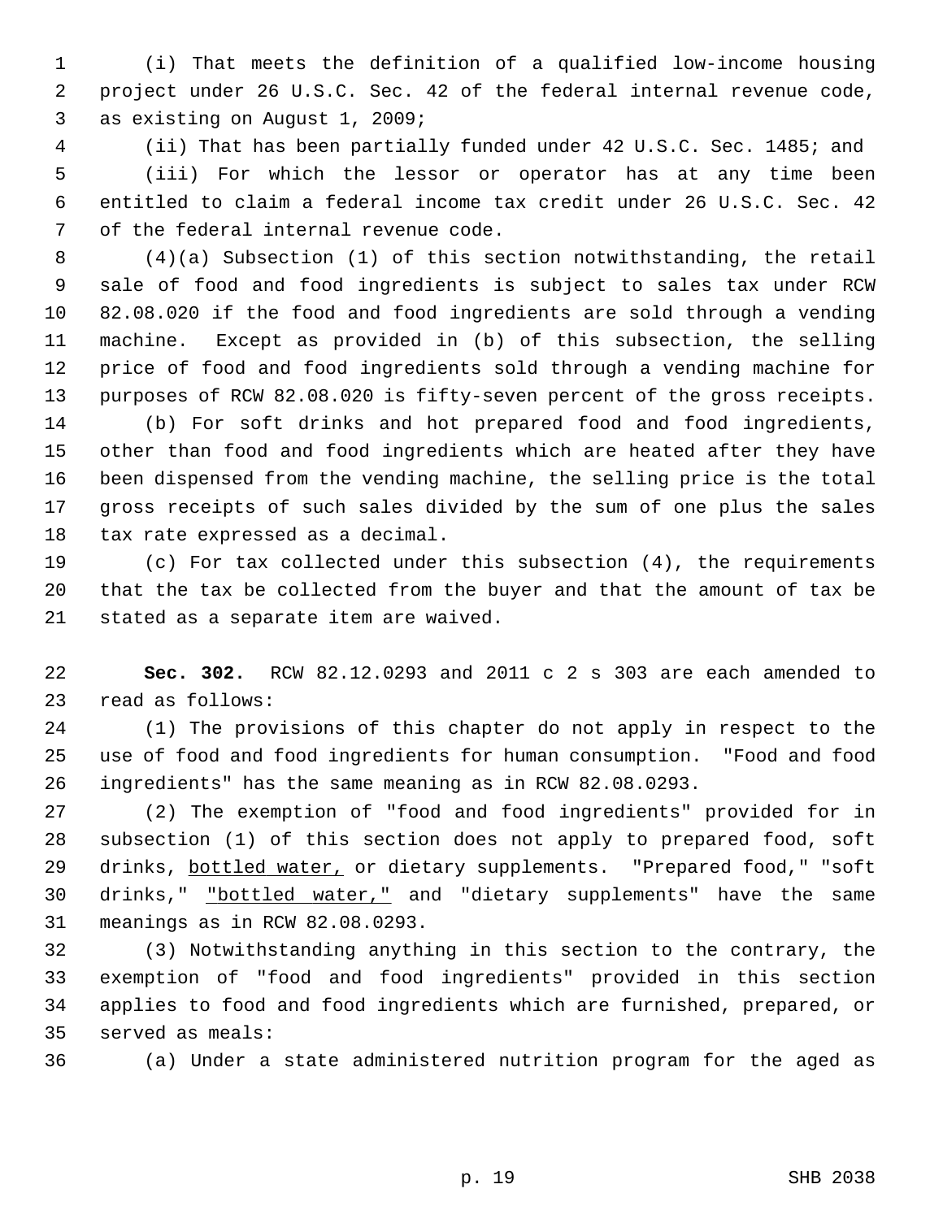(i) That meets the definition of a qualified low-income housing project under 26 U.S.C. Sec. 42 of the federal internal revenue code, as existing on August 1, 2009;

(ii) That has been partially funded under 42 U.S.C. Sec. 1485; and

(iii) For which the lessor or operator has at any time been entitled to claim a federal income tax credit under 26 U.S.C. Sec. 42 of the federal internal revenue code.

(4)(a) Subsection (1) of this section notwithstanding, the retail sale of food and food ingredients is subject to sales tax under RCW 82.08.020 if the food and food ingredients are sold through a vending machine. Except as provided in (b) of this subsection, the selling price of food and food ingredients sold through a vending machine for purposes of RCW 82.08.020 is fifty-seven percent of the gross receipts.

(b) For soft drinks and hot prepared food and food ingredients, other than food and food ingredients which are heated after they have been dispensed from the vending machine, the selling price is the total gross receipts of such sales divided by the sum of one plus the sales tax rate expressed as a decimal.

(c) For tax collected under this subsection (4), the requirements that the tax be collected from the buyer and that the amount of tax be stated as a separate item are waived.

**Sec. 302.** RCW 82.12.0293 and 2011 c 2 s 303 are each amended to read as follows:

(1) The provisions of this chapter do not apply in respect to the use of food and food ingredients for human consumption. "Food and food ingredients" has the same meaning as in RCW 82.08.0293.

(2) The exemption of "food and food ingredients" provided for in subsection (1) of this section does not apply to prepared food, soft drinks, <u>bottled water,</u> or dietary supplements. "Prepared food," "soft drinks," <u>"bottled water,"</u> and "dietary supplements" have the same meanings as in RCW 82.08.0293.

(3) Notwithstanding anything in this section to the contrary, the exemption of "food and food ingredients" provided in this section applies to food and food ingredients which are furnished, prepared, or served as meals:

(a) Under a state administered nutrition program for the aged as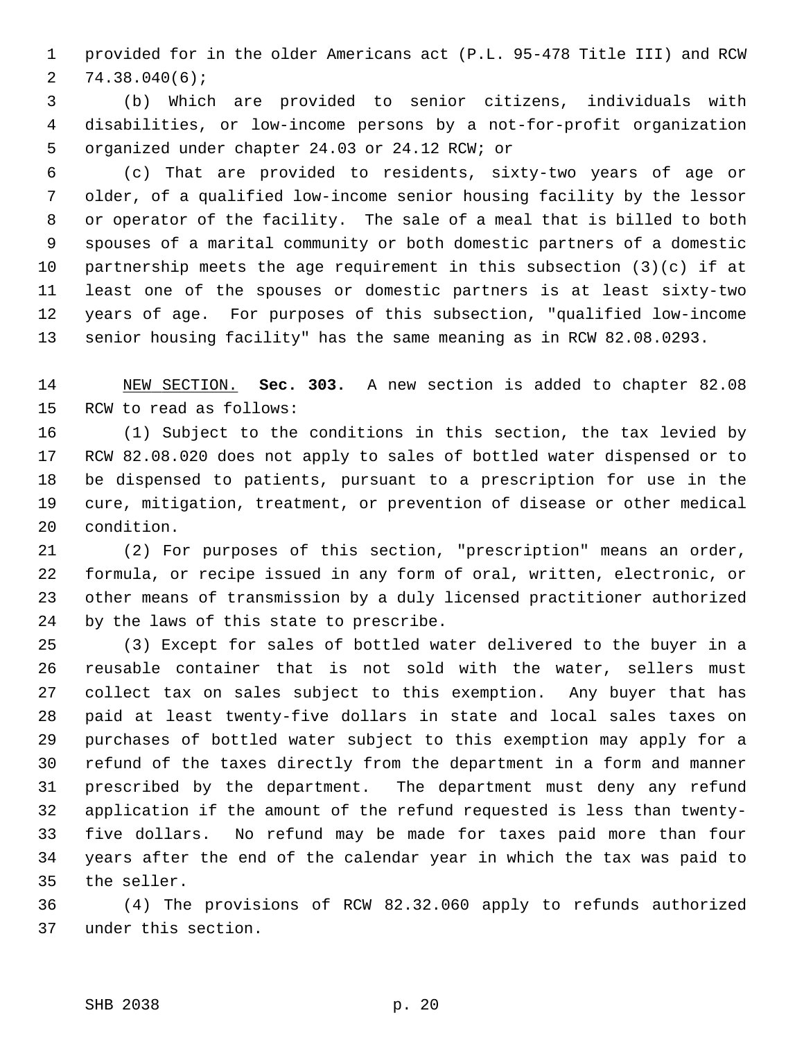provided for in the older Americans act (P.L. 95-478 Title III) and RCW 74.38.040(6);

(b) Which are provided to senior citizens, individuals with disabilities, or low-income persons by a not-for-profit organization organized under chapter 24.03 or 24.12 RCW; or

(c) That are provided to residents, sixty-two years of age or older, of a qualified low-income senior housing facility by the lessor or operator of the facility. The sale of a meal that is billed to both spouses of a marital community or both domestic partners of a domestic partnership meets the age requirement in this subsection (3)(c) if at least one of the spouses or domestic partners is at least sixty-two years of age. For purposes of this subsection, "qualified low-income senior housing facility" has the same meaning as in RCW 82.08.0293.

NEW SECTION. **Sec. 303.** A new section is added to chapter 82.08 RCW to read as follows:

(1) Subject to the conditions in this section, the tax levied by RCW 82.08.020 does not apply to sales of bottled water dispensed or to be dispensed to patients, pursuant to a prescription for use in the cure, mitigation, treatment, or prevention of disease or other medical condition.

(2) For purposes of this section, "prescription" means an order, formula, or recipe issued in any form of oral, written, electronic, or other means of transmission by a duly licensed practitioner authorized by the laws of this state to prescribe.

(3) Except for sales of bottled water delivered to the buyer in a reusable container that is not sold with the water, sellers must collect tax on sales subject to this exemption. Any buyer that has paid at least twenty-five dollars in state and local sales taxes on purchases of bottled water subject to this exemption may apply for a refund of the taxes directly from the department in a form and manner prescribed by the department. The department must deny any refund application if the amount of the refund requested is less than twenty-five dollars. No refund may be made for taxes paid more than four years after the end of the calendar year in which the tax was paid to the seller.

(4) The provisions of RCW 82.32.060 apply to refunds authorized under this section.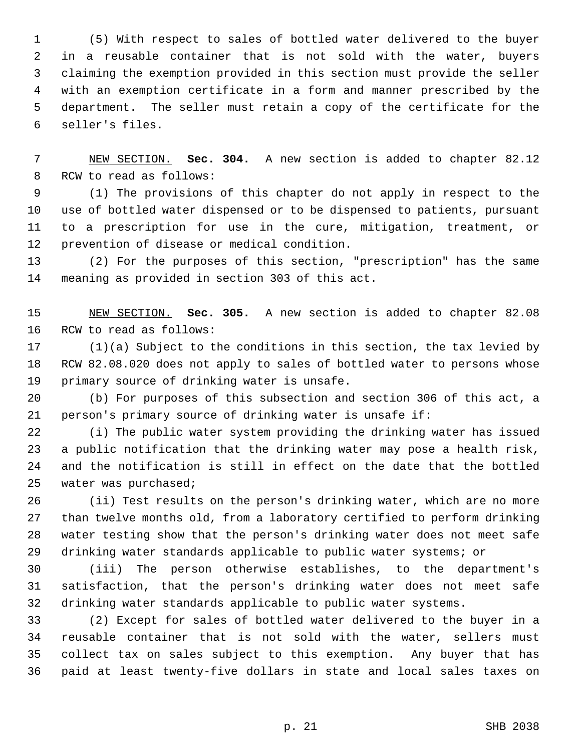(5) With respect to sales of bottled water delivered to the buyer in a reusable container that is not sold with the water, buyers claiming the exemption provided in this section must provide the seller with an exemption certificate in a form and manner prescribed by the department. The seller must retain a copy of the certificate for the seller's files.

NEW SECTION. **Sec. 304.** A new section is added to chapter 82.12 RCW to read as follows:

(1) The provisions of this chapter do not apply in respect to the use of bottled water dispensed or to be dispensed to patients, pursuant to a prescription for use in the cure, mitigation, treatment, or prevention of disease or medical condition.

(2) For the purposes of this section, "prescription" has the same meaning as provided in section 303 of this act.

NEW SECTION. **Sec. 305.** A new section is added to chapter 82.08 RCW to read as follows:

(1)(a) Subject to the conditions in this section, the tax levied by RCW 82.08.020 does not apply to sales of bottled water to persons whose primary source of drinking water is unsafe.

(b) For purposes of this subsection and section 306 of this act, a person's primary source of drinking water is unsafe if:

(i) The public water system providing the drinking water has issued a public notification that the drinking water may pose a health risk, and the notification is still in effect on the date that the bottled water was purchased;

(ii) Test results on the person's drinking water, which are no more than twelve months old, from a laboratory certified to perform drinking water testing show that the person's drinking water does not meet safe drinking water standards applicable to public water systems; or

(iii) The person otherwise establishes, to the department's satisfaction, that the person's drinking water does not meet safe drinking water standards applicable to public water systems.

(2) Except for sales of bottled water delivered to the buyer in a reusable container that is not sold with the water, sellers must collect tax on sales subject to this exemption. Any buyer that has paid at least twenty-five dollars in state and local sales taxes on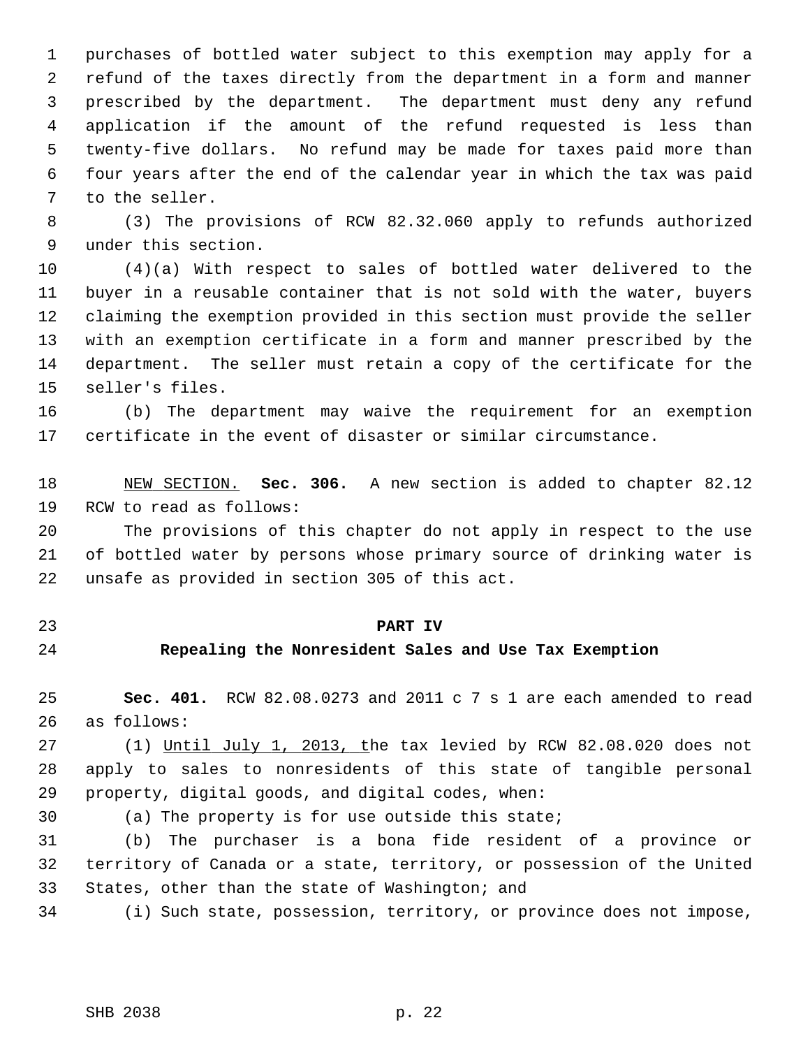purchases of bottled water subject to this exemption may apply for a refund of the taxes directly from the department in a form and manner prescribed by the department. The department must deny any refund application if the amount of the refund requested is less than twenty-five dollars. No refund may be made for taxes paid more than four years after the end of the calendar year in which the tax was paid to the seller.

(3) The provisions of RCW 82.32.060 apply to refunds authorized under this section.

(4)(a) With respect to sales of bottled water delivered to the buyer in a reusable container that is not sold with the water, buyers claiming the exemption provided in this section must provide the seller with an exemption certificate in a form and manner prescribed by the department. The seller must retain a copy of the certificate for the seller's files.

(b) The department may waive the requirement for an exemption certificate in the event of disaster or similar circumstance.

<u>NEW SECTION.</u> **Sec. 306.** A new section is added to chapter 82.12 RCW to read as follows:

The provisions of this chapter do not apply in respect to the use of bottled water by persons whose primary source of drinking water is unsafe as provided in section 305 of this act.

## PART IV
## Repealing the Nonresident Sales and Use Tax Exemption

**Sec. 401.** RCW 82.08.0273 and 2011 c 7 s 1 are each amended to read as follows:

(1) <u>Until July 1, 2013, t</u>he tax levied by RCW 82.08.020 does not apply to sales to nonresidents of this state of tangible personal property, digital goods, and digital codes, when:

(a) The property is for use outside this state;

(b) The purchaser is a bona fide resident of a province or territory of Canada or a state, territory, or possession of the United States, other than the state of Washington; and

(i) Such state, possession, territory, or province does not impose,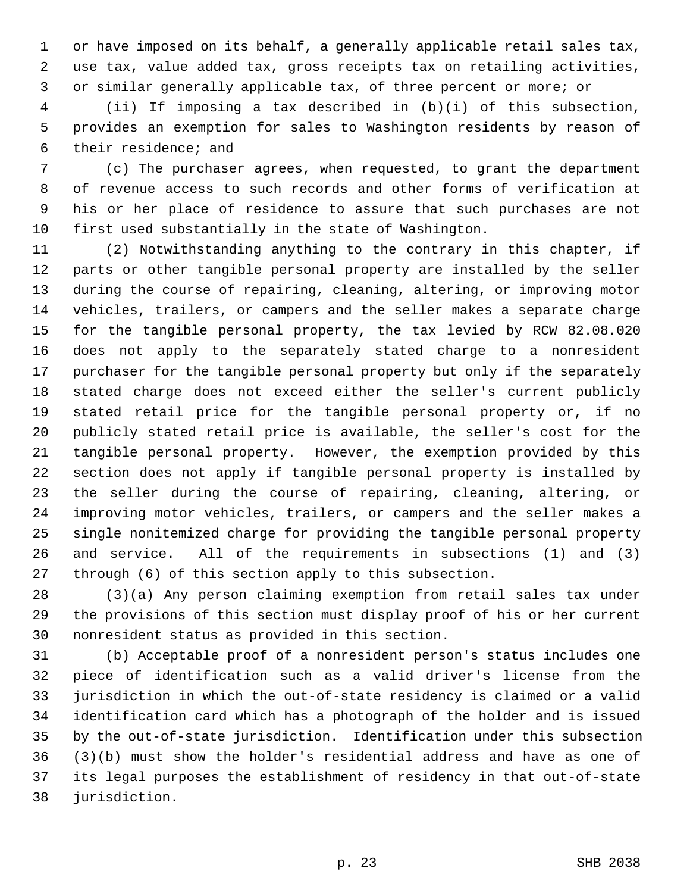or have imposed on its behalf, a generally applicable retail sales tax, use tax, value added tax, gross receipts tax on retailing activities, or similar generally applicable tax, of three percent or more; or

(ii) If imposing a tax described in (b)(i) of this subsection, provides an exemption for sales to Washington residents by reason of their residence; and

(c) The purchaser agrees, when requested, to grant the department of revenue access to such records and other forms of verification at his or her place of residence to assure that such purchases are not first used substantially in the state of Washington.

(2) Notwithstanding anything to the contrary in this chapter, if parts or other tangible personal property are installed by the seller during the course of repairing, cleaning, altering, or improving motor vehicles, trailers, or campers and the seller makes a separate charge for the tangible personal property, the tax levied by RCW 82.08.020 does not apply to the separately stated charge to a nonresident purchaser for the tangible personal property but only if the separately stated charge does not exceed either the seller's current publicly stated retail price for the tangible personal property or, if no publicly stated retail price is available, the seller's cost for the tangible personal property. However, the exemption provided by this section does not apply if tangible personal property is installed by the seller during the course of repairing, cleaning, altering, or improving motor vehicles, trailers, or campers and the seller makes a single nonitemized charge for providing the tangible personal property and service. All of the requirements in subsections (1) and (3) through (6) of this section apply to this subsection.

(3)(a) Any person claiming exemption from retail sales tax under the provisions of this section must display proof of his or her current nonresident status as provided in this section.

(b) Acceptable proof of a nonresident person's status includes one piece of identification such as a valid driver's license from the jurisdiction in which the out-of-state residency is claimed or a valid identification card which has a photograph of the holder and is issued by the out-of-state jurisdiction. Identification under this subsection (3)(b) must show the holder's residential address and have as one of its legal purposes the establishment of residency in that out-of-state jurisdiction.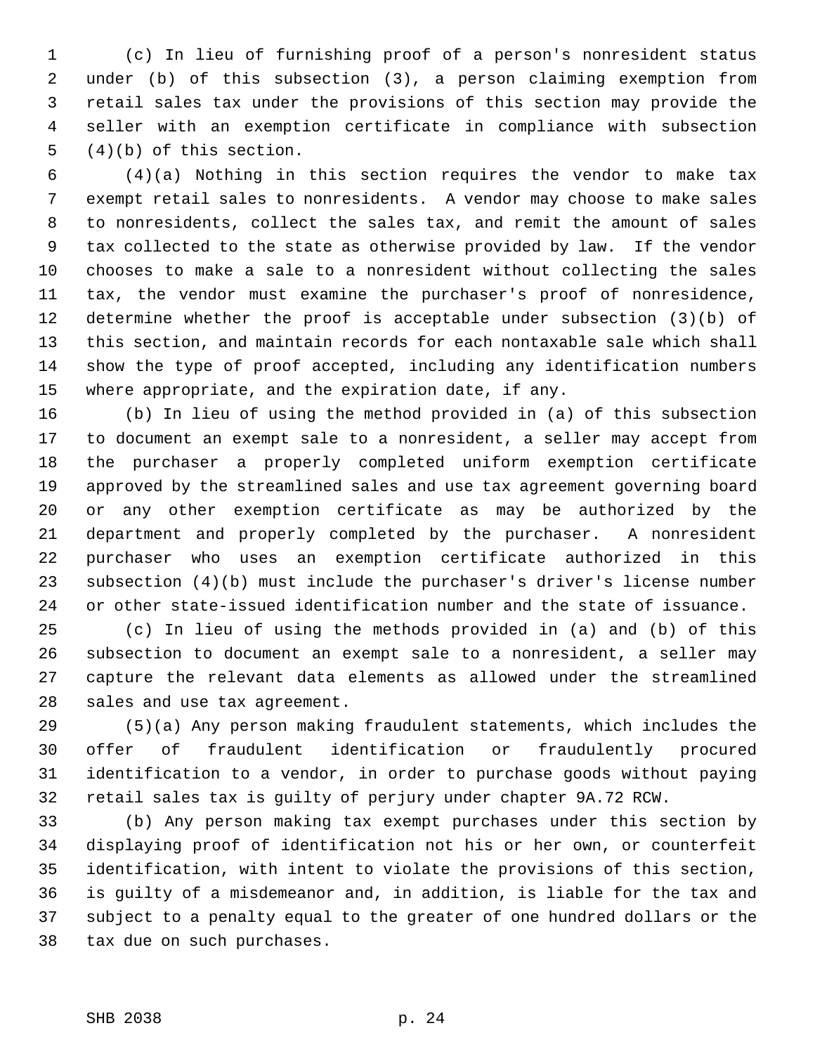(c) In lieu of furnishing proof of a person's nonresident status under (b) of this subsection (3), a person claiming exemption from retail sales tax under the provisions of this section may provide the seller with an exemption certificate in compliance with subsection (4)(b) of this section.

(4)(a) Nothing in this section requires the vendor to make tax exempt retail sales to nonresidents. A vendor may choose to make sales to nonresidents, collect the sales tax, and remit the amount of sales tax collected to the state as otherwise provided by law. If the vendor chooses to make a sale to a nonresident without collecting the sales tax, the vendor must examine the purchaser's proof of nonresidence, determine whether the proof is acceptable under subsection (3)(b) of this section, and maintain records for each nontaxable sale which shall show the type of proof accepted, including any identification numbers where appropriate, and the expiration date, if any.

(b) In lieu of using the method provided in (a) of this subsection to document an exempt sale to a nonresident, a seller may accept from the purchaser a properly completed uniform exemption certificate approved by the streamlined sales and use tax agreement governing board or any other exemption certificate as may be authorized by the department and properly completed by the purchaser. A nonresident purchaser who uses an exemption certificate authorized in this subsection (4)(b) must include the purchaser's driver's license number or other state-issued identification number and the state of issuance.

(c) In lieu of using the methods provided in (a) and (b) of this subsection to document an exempt sale to a nonresident, a seller may capture the relevant data elements as allowed under the streamlined sales and use tax agreement.

(5)(a) Any person making fraudulent statements, which includes the offer of fraudulent identification or fraudulently procured identification to a vendor, in order to purchase goods without paying retail sales tax is guilty of perjury under chapter 9A.72 RCW.

(b) Any person making tax exempt purchases under this section by displaying proof of identification not his or her own, or counterfeit identification, with intent to violate the provisions of this section, is guilty of a misdemeanor and, in addition, is liable for the tax and subject to a penalty equal to the greater of one hundred dollars or the tax due on such purchases.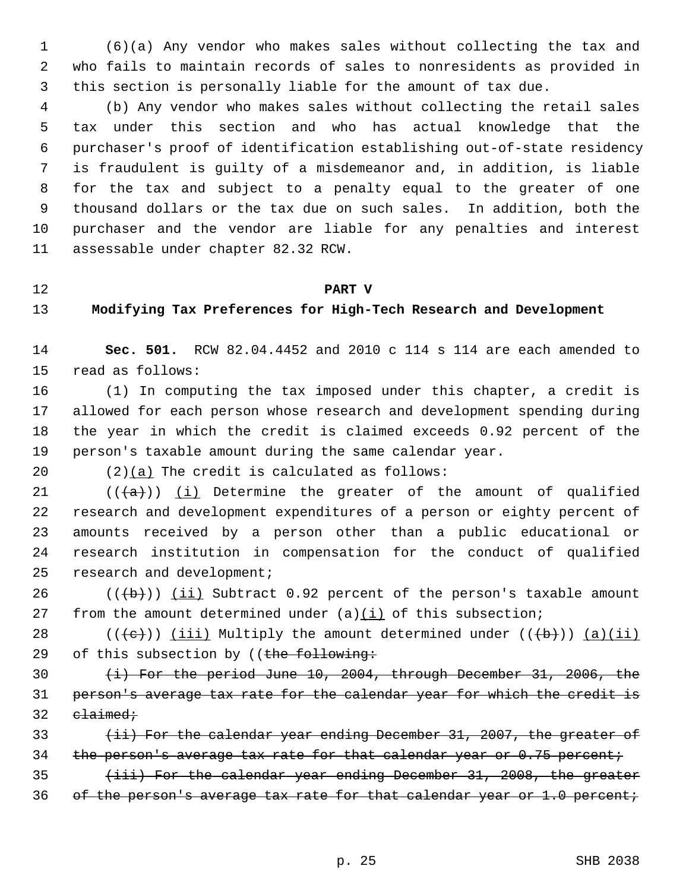(6)(a) Any vendor who makes sales without collecting the tax and who fails to maintain records of sales to nonresidents as provided in this section is personally liable for the amount of tax due.

(b) Any vendor who makes sales without collecting the retail sales tax under this section and who has actual knowledge that the purchaser's proof of identification establishing out-of-state residency is fraudulent is guilty of a misdemeanor and, in addition, is liable for the tax and subject to a penalty equal to the greater of one thousand dollars or the tax due on such sales. In addition, both the purchaser and the vendor are liable for any penalties and interest assessable under chapter 82.32 RCW.

**PART V**

**Modifying Tax Preferences for High-Tech Research and Development**

**Sec. 501.** RCW 82.04.4452 and 2010 c 114 s 114 are each amended to read as follows:

(1) In computing the tax imposed under this chapter, a credit is allowed for each person whose research and development spending during the year in which the credit is claimed exceeds 0.92 percent of the person's taxable amount during the same calendar year.

(2)<u>(a)</u> The credit is calculated as follows:

((~~(a)~~)) <u>(i)</u> Determine the greater of the amount of qualified research and development expenditures of a person or eighty percent of amounts received by a person other than a public educational or research institution in compensation for the conduct of qualified research and development;

((~~(b)~~)) <u>(ii)</u> Subtract 0.92 percent of the person's taxable amount from the amount determined under (a)<u>(i)</u> of this subsection;

((~~(c)~~)) <u>(iii)</u> Multiply the amount determined under ((~~(b)~~)) <u>(a)(ii)</u> of this subsection by ((~~the following:~~

~~(i) For the period June 10, 2004, through December 31, 2006, the person's average tax rate for the calendar year for which the credit is claimed;~~

~~(ii) For the calendar year ending December 31, 2007, the greater of the person's average tax rate for that calendar year or 0.75 percent;~~

~~(iii) For the calendar year ending December 31, 2008, the greater of the person's average tax rate for that calendar year or 1.0 percent;~~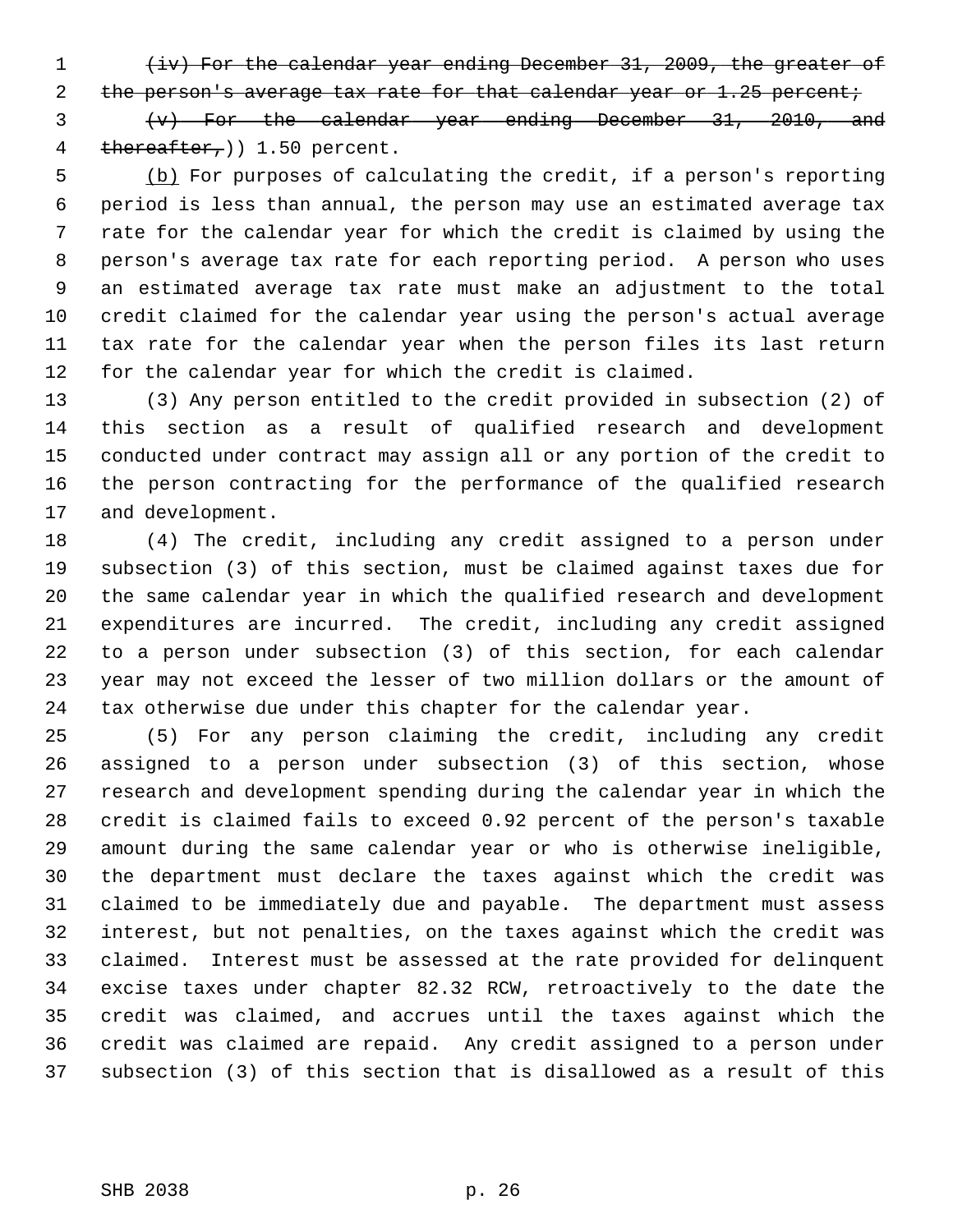~~(iv) For the calendar year ending December 31, 2009, the greater of the person's average tax rate for that calendar year or 1.25 percent;~~

~~(v) For the calendar year ending December 31, 2010, and thereafter,~~)) 1.50 percent.

(b) For purposes of calculating the credit, if a person's reporting period is less than annual, the person may use an estimated average tax rate for the calendar year for which the credit is claimed by using the person's average tax rate for each reporting period. A person who uses an estimated average tax rate must make an adjustment to the total credit claimed for the calendar year using the person's actual average tax rate for the calendar year when the person files its last return for the calendar year for which the credit is claimed.

(3) Any person entitled to the credit provided in subsection (2) of this section as a result of qualified research and development conducted under contract may assign all or any portion of the credit to the person contracting for the performance of the qualified research and development.

(4) The credit, including any credit assigned to a person under subsection (3) of this section, must be claimed against taxes due for the same calendar year in which the qualified research and development expenditures are incurred. The credit, including any credit assigned to a person under subsection (3) of this section, for each calendar year may not exceed the lesser of two million dollars or the amount of tax otherwise due under this chapter for the calendar year.

(5) For any person claiming the credit, including any credit assigned to a person under subsection (3) of this section, whose research and development spending during the calendar year in which the credit is claimed fails to exceed 0.92 percent of the person's taxable amount during the same calendar year or who is otherwise ineligible, the department must declare the taxes against which the credit was claimed to be immediately due and payable. The department must assess interest, but not penalties, on the taxes against which the credit was claimed. Interest must be assessed at the rate provided for delinquent excise taxes under chapter 82.32 RCW, retroactively to the date the credit was claimed, and accrues until the taxes against which the credit was claimed are repaid. Any credit assigned to a person under subsection (3) of this section that is disallowed as a result of this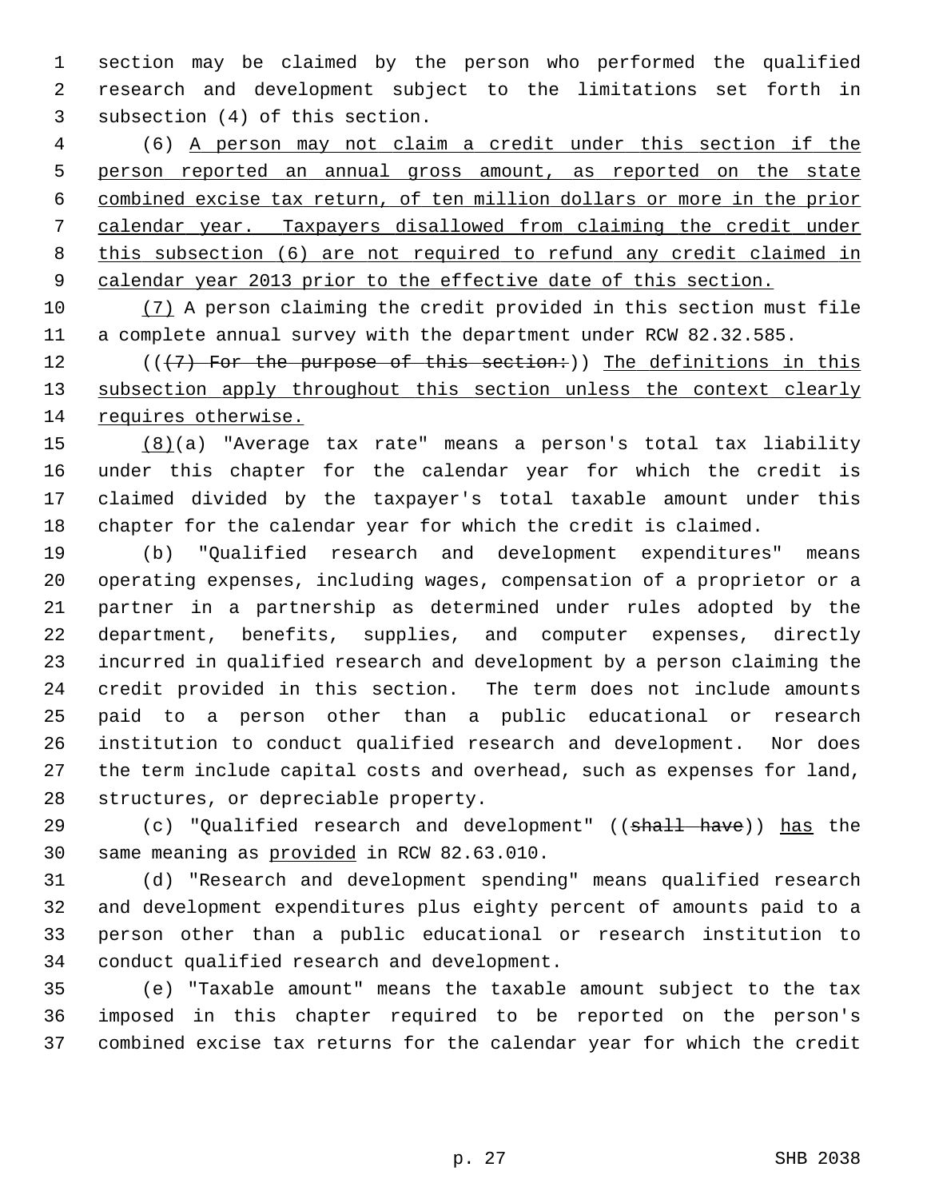section may be claimed by the person who performed the qualified research and development subject to the limitations set forth in subsection (4) of this section.

(6) <u>A person may not claim a credit under this section if the person reported an annual gross amount, as reported on the state combined excise tax return, of ten million dollars or more in the prior calendar year. Taxpayers disallowed from claiming the credit under this subsection (6) are not required to refund any credit claimed in calendar year 2013 prior to the effective date of this section.</u>

<u>(7)</u> A person claiming the credit provided in this section must file a complete annual survey with the department under RCW 82.32.585.

((~~(7) For the purpose of this section:~~)) <u>The definitions in this subsection apply throughout this section unless the context clearly requires otherwise.</u>

<u>(8)</u>(a) "Average tax rate" means a person's total tax liability under this chapter for the calendar year for which the credit is claimed divided by the taxpayer's total taxable amount under this chapter for the calendar year for which the credit is claimed.

(b) "Qualified research and development expenditures" means operating expenses, including wages, compensation of a proprietor or a partner in a partnership as determined under rules adopted by the department, benefits, supplies, and computer expenses, directly incurred in qualified research and development by a person claiming the credit provided in this section. The term does not include amounts paid to a person other than a public educational or research institution to conduct qualified research and development. Nor does the term include capital costs and overhead, such as expenses for land, structures, or depreciable property.

(c) "Qualified research and development" ((~~shall have~~)) <u>has</u> the same meaning as <u>provided</u> in RCW 82.63.010.

(d) "Research and development spending" means qualified research and development expenditures plus eighty percent of amounts paid to a person other than a public educational or research institution to conduct qualified research and development.

(e) "Taxable amount" means the taxable amount subject to the tax imposed in this chapter required to be reported on the person's combined excise tax returns for the calendar year for which the credit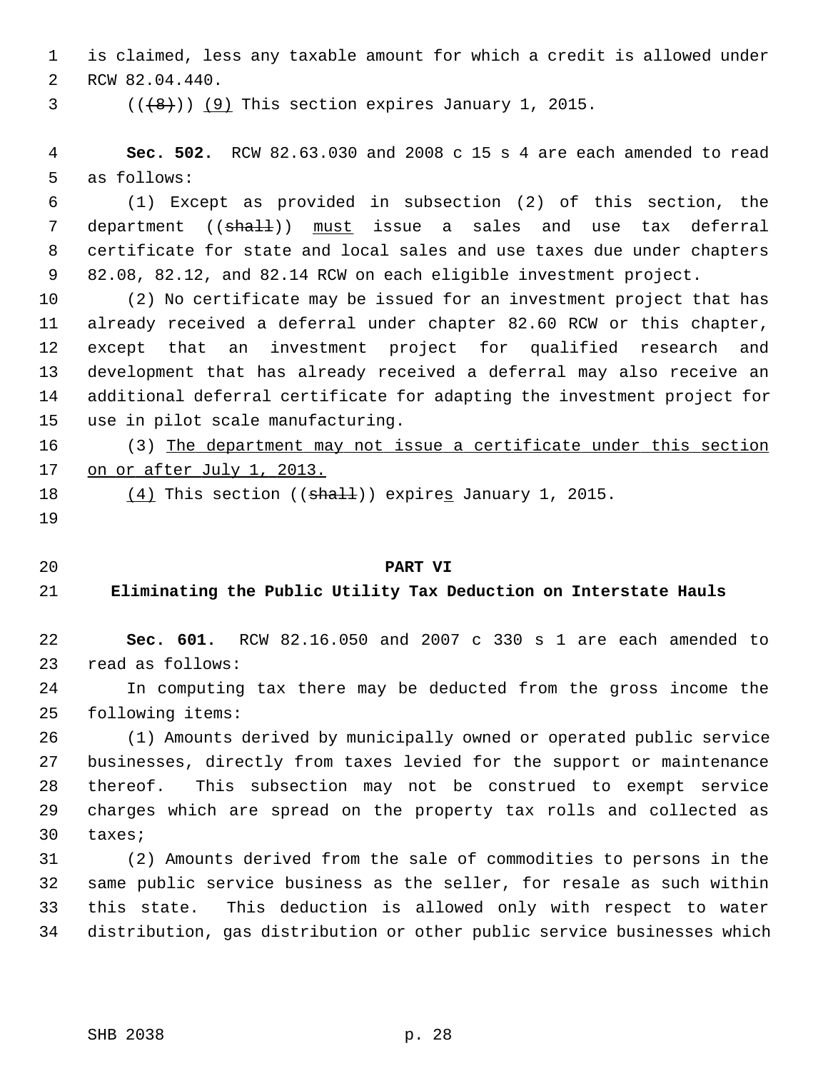is claimed, less any taxable amount for which a credit is allowed under RCW 82.04.440.

((~~(8)~~)) <u>(9)</u> This section expires January 1, 2015.

**Sec. 502.** RCW 82.63.030 and 2008 c 15 s 4 are each amended to read as follows:

(1) Except as provided in subsection (2) of this section, the department ((~~shall~~)) <u>must</u> issue a sales and use tax deferral certificate for state and local sales and use taxes due under chapters 82.08, 82.12, and 82.14 RCW on each eligible investment project.

(2) No certificate may be issued for an investment project that has already received a deferral under chapter 82.60 RCW or this chapter, except that an investment project for qualified research and development that has already received a deferral may also receive an additional deferral certificate for adapting the investment project for use in pilot scale manufacturing.

(3) <u>The department may not issue a certificate under this section on or after July 1, 2013.</u>

<u>(4)</u> This section ((~~shall~~)) expire<u>s</u> January 1, 2015.

## PART VI

## Eliminating the Public Utility Tax Deduction on Interstate Hauls

**Sec. 601.** RCW 82.16.050 and 2007 c 330 s 1 are each amended to read as follows:

In computing tax there may be deducted from the gross income the following items:

(1) Amounts derived by municipally owned or operated public service businesses, directly from taxes levied for the support or maintenance thereof. This subsection may not be construed to exempt service charges which are spread on the property tax rolls and collected as taxes;

(2) Amounts derived from the sale of commodities to persons in the same public service business as the seller, for resale as such within this state. This deduction is allowed only with respect to water distribution, gas distribution or other public service businesses which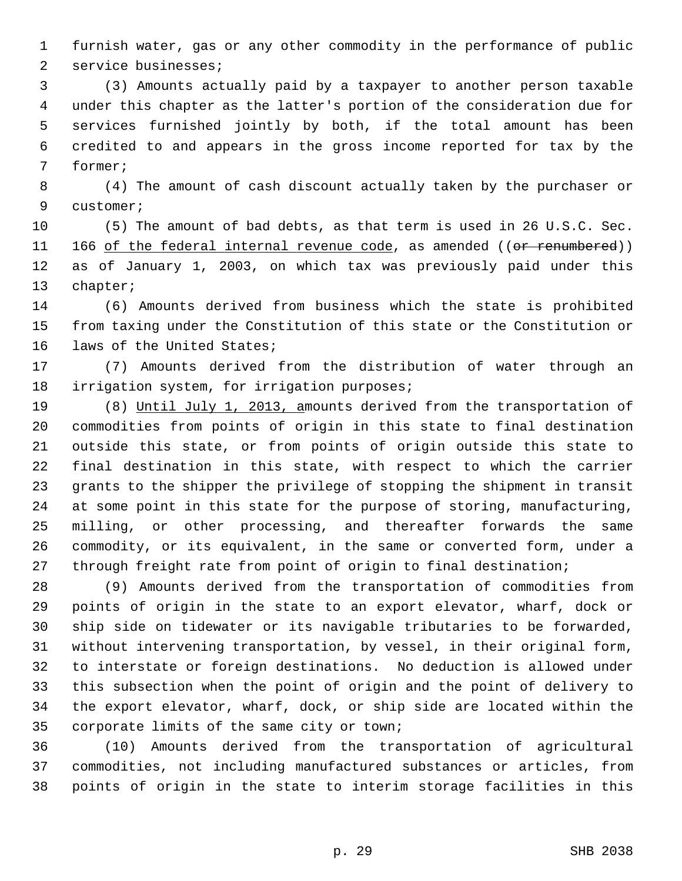furnish water, gas or any other commodity in the performance of public service businesses;

(3) Amounts actually paid by a taxpayer to another person taxable under this chapter as the latter's portion of the consideration due for services furnished jointly by both, if the total amount has been credited to and appears in the gross income reported for tax by the former;

(4) The amount of cash discount actually taken by the purchaser or customer;

(5) The amount of bad debts, as that term is used in 26 U.S.C. Sec. 166 <u>of the federal internal revenue code</u>, as amended ((~~or renumbered~~)) as of January 1, 2003, on which tax was previously paid under this chapter;

(6) Amounts derived from business which the state is prohibited from taxing under the Constitution of this state or the Constitution or laws of the United States;

(7) Amounts derived from the distribution of water through an irrigation system, for irrigation purposes;

(8) <u>Until July 1, 2013, a</u>mounts derived from the transportation of commodities from points of origin in this state to final destination outside this state, or from points of origin outside this state to final destination in this state, with respect to which the carrier grants to the shipper the privilege of stopping the shipment in transit at some point in this state for the purpose of storing, manufacturing, milling, or other processing, and thereafter forwards the same commodity, or its equivalent, in the same or converted form, under a through freight rate from point of origin to final destination;

(9) Amounts derived from the transportation of commodities from points of origin in the state to an export elevator, wharf, dock or ship side on tidewater or its navigable tributaries to be forwarded, without intervening transportation, by vessel, in their original form, to interstate or foreign destinations. No deduction is allowed under this subsection when the point of origin and the point of delivery to the export elevator, wharf, dock, or ship side are located within the corporate limits of the same city or town;

(10) Amounts derived from the transportation of agricultural commodities, not including manufactured substances or articles, from points of origin in the state to interim storage facilities in this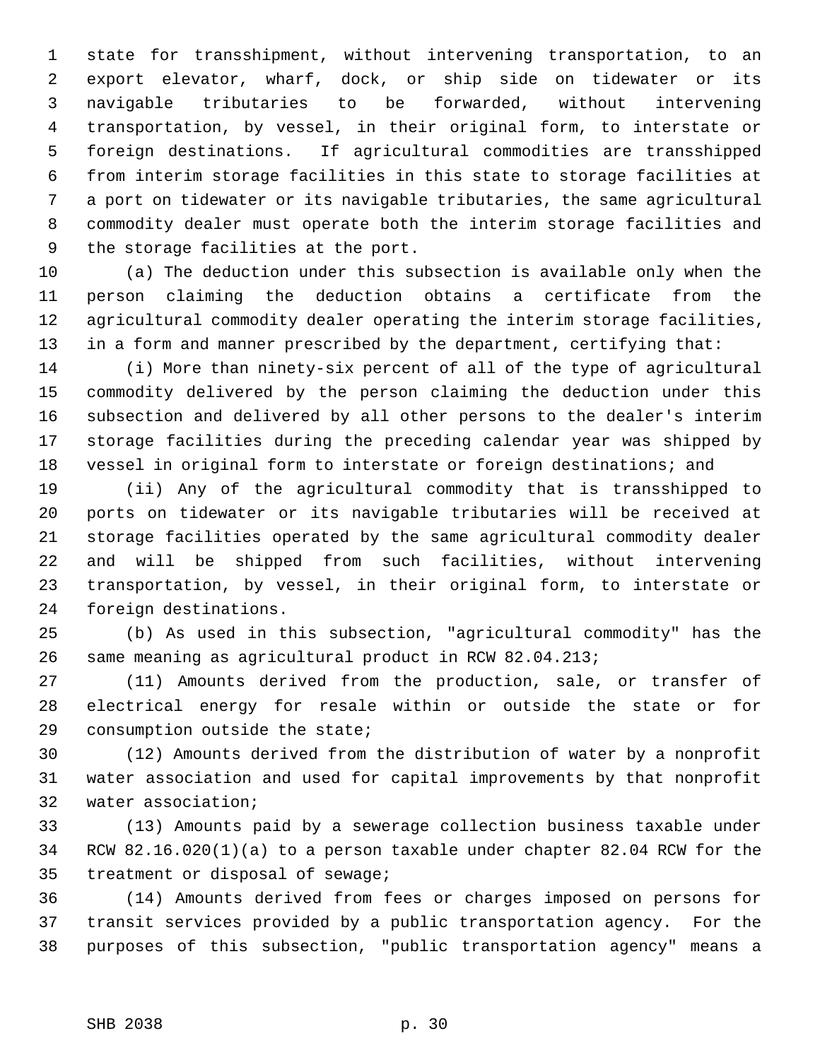state for transshipment, without intervening transportation, to an export elevator, wharf, dock, or ship side on tidewater or its navigable tributaries to be forwarded, without intervening transportation, by vessel, in their original form, to interstate or foreign destinations. If agricultural commodities are transshipped from interim storage facilities in this state to storage facilities at a port on tidewater or its navigable tributaries, the same agricultural commodity dealer must operate both the interim storage facilities and the storage facilities at the port.

(a) The deduction under this subsection is available only when the person claiming the deduction obtains a certificate from the agricultural commodity dealer operating the interim storage facilities, in a form and manner prescribed by the department, certifying that:

(i) More than ninety-six percent of all of the type of agricultural commodity delivered by the person claiming the deduction under this subsection and delivered by all other persons to the dealer's interim storage facilities during the preceding calendar year was shipped by vessel in original form to interstate or foreign destinations; and

(ii) Any of the agricultural commodity that is transshipped to ports on tidewater or its navigable tributaries will be received at storage facilities operated by the same agricultural commodity dealer and will be shipped from such facilities, without intervening transportation, by vessel, in their original form, to interstate or foreign destinations.

(b) As used in this subsection, "agricultural commodity" has the same meaning as agricultural product in RCW 82.04.213;

(11) Amounts derived from the production, sale, or transfer of electrical energy for resale within or outside the state or for consumption outside the state;

(12) Amounts derived from the distribution of water by a nonprofit water association and used for capital improvements by that nonprofit water association;

(13) Amounts paid by a sewerage collection business taxable under RCW 82.16.020(1)(a) to a person taxable under chapter 82.04 RCW for the treatment or disposal of sewage;

(14) Amounts derived from fees or charges imposed on persons for transit services provided by a public transportation agency. For the purposes of this subsection, "public transportation agency" means a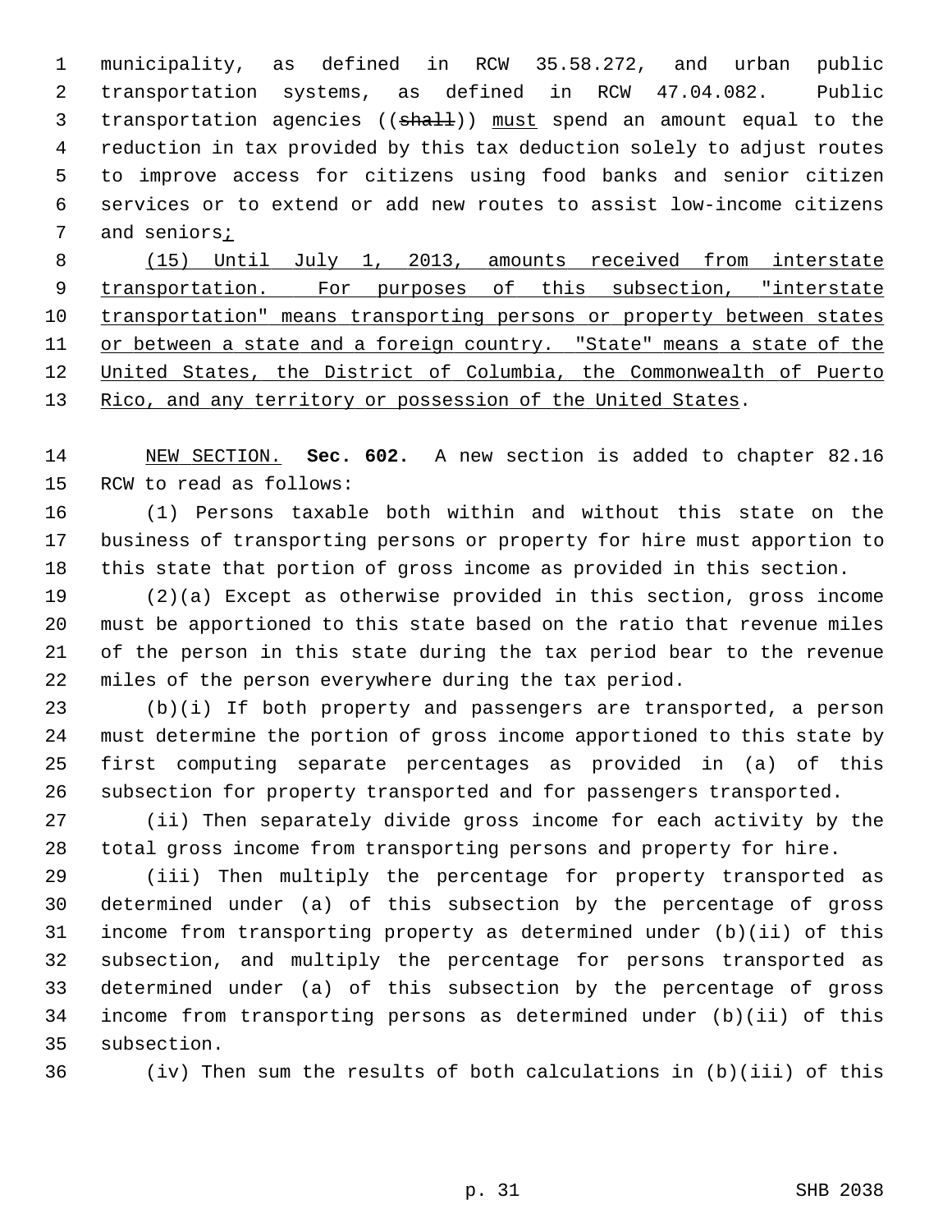municipality, as defined in RCW 35.58.272, and urban public transportation systems, as defined in RCW 47.04.082. Public transportation agencies ((~~shall~~)) <u>must</u> spend an amount equal to the reduction in tax provided by this tax deduction solely to adjust routes to improve access for citizens using food banks and senior citizen services or to extend or add new routes to assist low-income citizens and seniors<u>;</u>

<u>(15) Until July 1, 2013, amounts received from interstate transportation. For purposes of this subsection, "interstate transportation" means transporting persons or property between states or between a state and a foreign country. "State" means a state of the United States, the District of Columbia, the Commonwealth of Puerto Rico, and any territory or possession of the United States</u>.

<u>NEW SECTION.</u> **Sec. 602.** A new section is added to chapter 82.16 RCW to read as follows:

(1) Persons taxable both within and without this state on the business of transporting persons or property for hire must apportion to this state that portion of gross income as provided in this section.

(2)(a) Except as otherwise provided in this section, gross income must be apportioned to this state based on the ratio that revenue miles of the person in this state during the tax period bear to the revenue miles of the person everywhere during the tax period.

(b)(i) If both property and passengers are transported, a person must determine the portion of gross income apportioned to this state by first computing separate percentages as provided in (a) of this subsection for property transported and for passengers transported.

(ii) Then separately divide gross income for each activity by the total gross income from transporting persons and property for hire.

(iii) Then multiply the percentage for property transported as determined under (a) of this subsection by the percentage of gross income from transporting property as determined under (b)(ii) of this subsection, and multiply the percentage for persons transported as determined under (a) of this subsection by the percentage of gross income from transporting persons as determined under (b)(ii) of this subsection.

(iv) Then sum the results of both calculations in (b)(iii) of this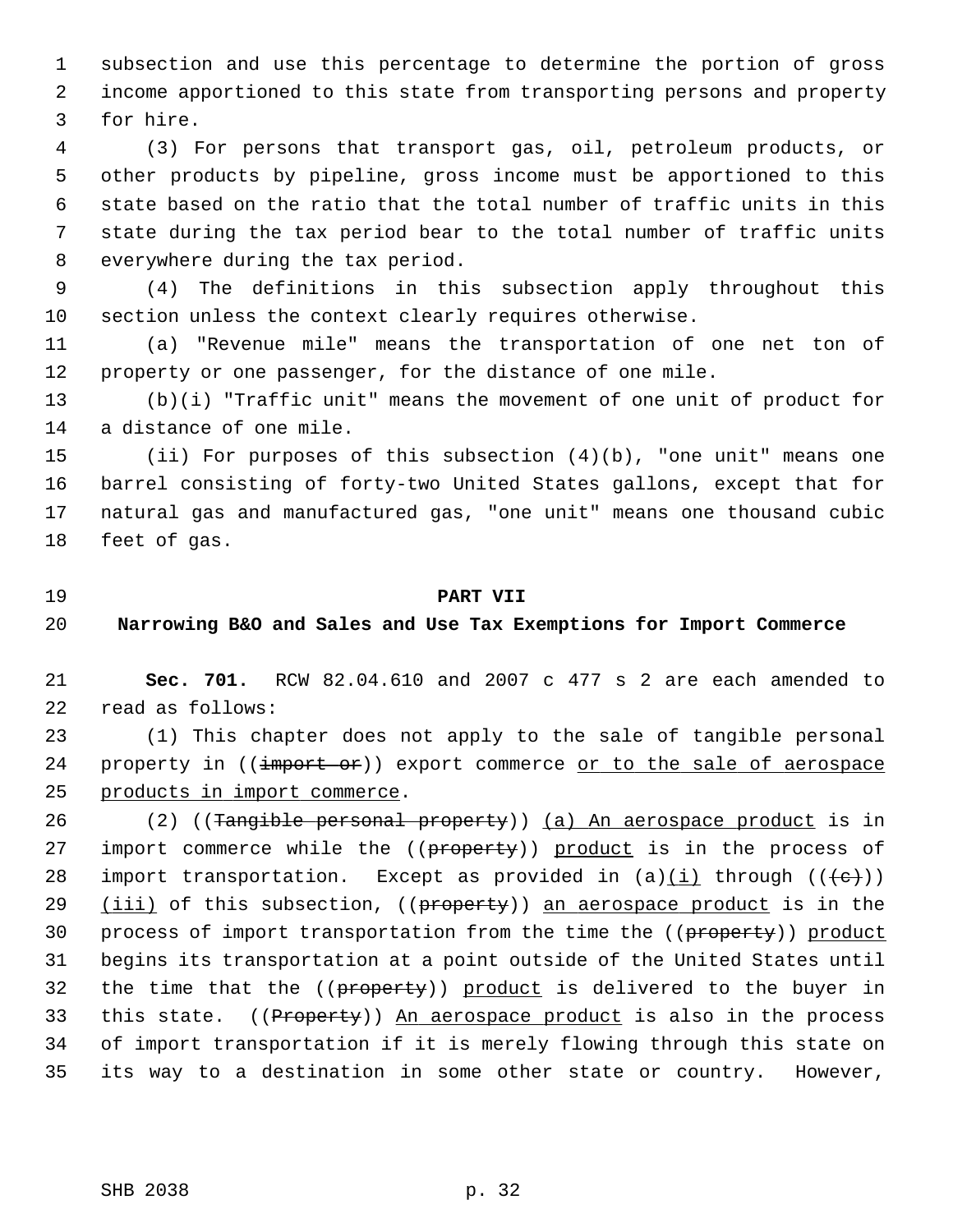subsection and use this percentage to determine the portion of gross income apportioned to this state from transporting persons and property for hire.

(3) For persons that transport gas, oil, petroleum products, or other products by pipeline, gross income must be apportioned to this state based on the ratio that the total number of traffic units in this state during the tax period bear to the total number of traffic units everywhere during the tax period.

(4) The definitions in this subsection apply throughout this section unless the context clearly requires otherwise.

(a) "Revenue mile" means the transportation of one net ton of property or one passenger, for the distance of one mile.

(b)(i) "Traffic unit" means the movement of one unit of product for a distance of one mile.

(ii) For purposes of this subsection (4)(b), "one unit" means one barrel consisting of forty-two United States gallons, except that for natural gas and manufactured gas, "one unit" means one thousand cubic feet of gas.

## PART VII

## Narrowing B&O and Sales and Use Tax Exemptions for Import Commerce

**Sec. 701.** RCW 82.04.610 and 2007 c 477 s 2 are each amended to read as follows:

(1) This chapter does not apply to the sale of tangible personal property in ((~~import or~~)) export commerce <u>or to the sale of aerospace products in import commerce</u>.

(2) ((~~Tangible personal property~~)) <u>(a) An aerospace product</u> is in import commerce while the ((~~property~~)) <u>product</u> is in the process of import transportation. Except as provided in (a)<u>(i)</u> through ((~~(c)~~)) <u>(iii)</u> of this subsection, ((~~property~~)) <u>an aerospace product</u> is in the process of import transportation from the time the ((~~property~~)) <u>product</u> begins its transportation at a point outside of the United States until the time that the ((~~property~~)) <u>product</u> is delivered to the buyer in this state. ((~~Property~~)) <u>An aerospace product</u> is also in the process of import transportation if it is merely flowing through this state on its way to a destination in some other state or country. However,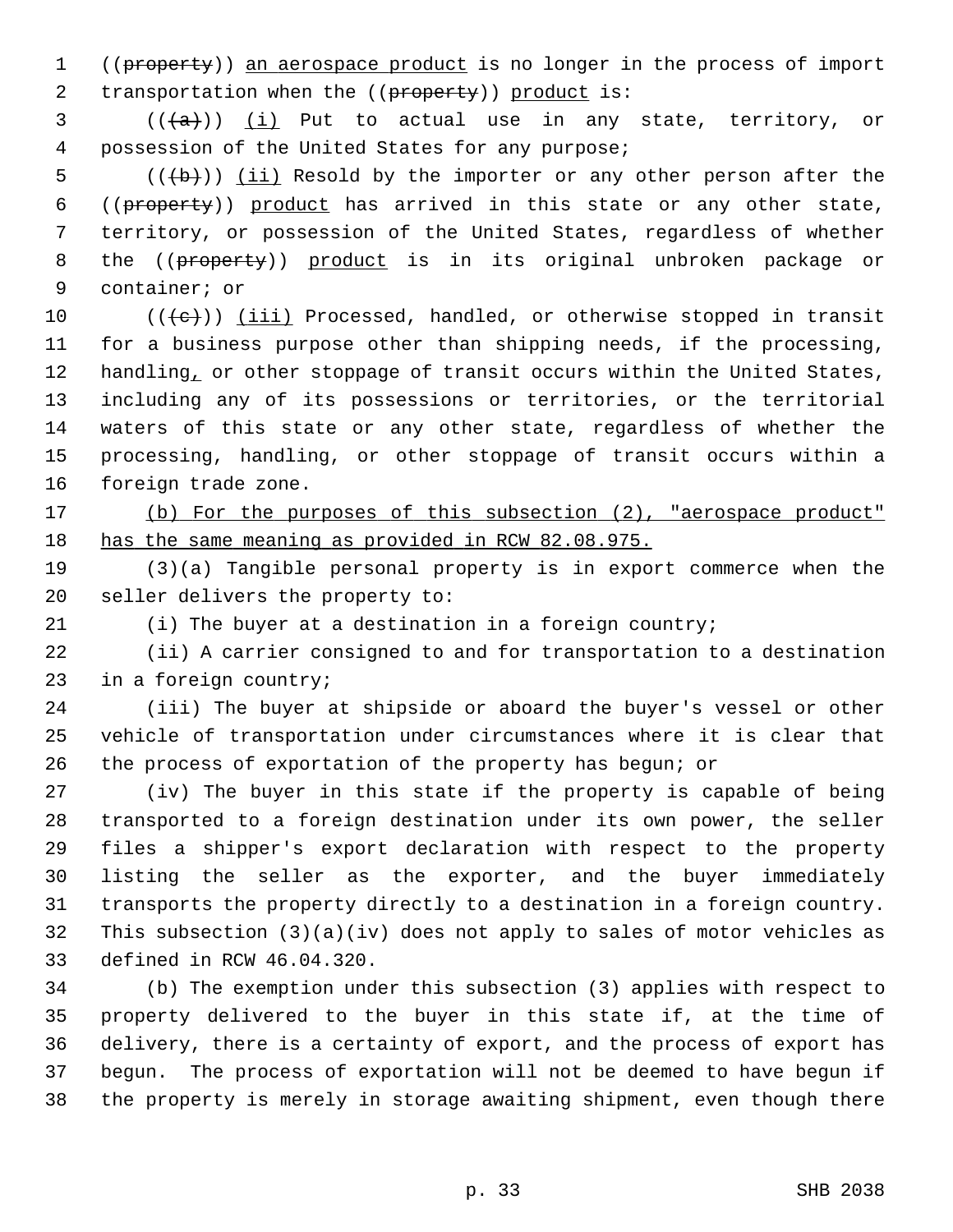((~~property~~)) <u>an aerospace product</u> is no longer in the process of import transportation when the ((~~property~~)) <u>product</u> is:

((~~(a)~~)) <u>(i)</u> Put to actual use in any state, territory, or possession of the United States for any purpose;

((~~(b)~~)) <u>(ii)</u> Resold by the importer or any other person after the ((~~property~~)) <u>product</u> has arrived in this state or any other state, territory, or possession of the United States, regardless of whether the ((~~property~~)) <u>product</u> is in its original unbroken package or container; or

((~~(c)~~)) <u>(iii)</u> Processed, handled, or otherwise stopped in transit for a business purpose other than shipping needs, if the processing, handling<u>,</u> or other stoppage of transit occurs within the United States, including any of its possessions or territories, or the territorial waters of this state or any other state, regardless of whether the processing, handling, or other stoppage of transit occurs within a foreign trade zone.

<u>(b) For the purposes of this subsection (2), "aerospace product" has the same meaning as provided in RCW 82.08.975.</u>

(3)(a) Tangible personal property is in export commerce when the seller delivers the property to:

(i) The buyer at a destination in a foreign country;

(ii) A carrier consigned to and for transportation to a destination in a foreign country;

(iii) The buyer at shipside or aboard the buyer's vessel or other vehicle of transportation under circumstances where it is clear that the process of exportation of the property has begun; or

(iv) The buyer in this state if the property is capable of being transported to a foreign destination under its own power, the seller files a shipper's export declaration with respect to the property listing the seller as the exporter, and the buyer immediately transports the property directly to a destination in a foreign country. This subsection (3)(a)(iv) does not apply to sales of motor vehicles as defined in RCW 46.04.320.

(b) The exemption under this subsection (3) applies with respect to property delivered to the buyer in this state if, at the time of delivery, there is a certainty of export, and the process of export has begun. The process of exportation will not be deemed to have begun if the property is merely in storage awaiting shipment, even though there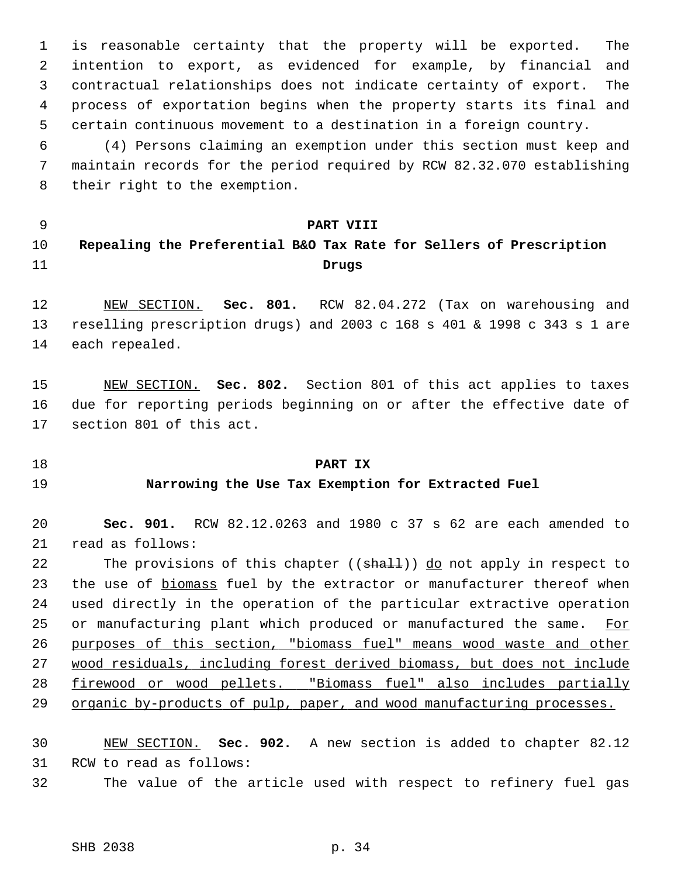is reasonable certainty that the property will be exported. The intention to export, as evidenced for example, by financial and contractual relationships does not indicate certainty of export. The process of exportation begins when the property starts its final and certain continuous movement to a destination in a foreign country.

(4) Persons claiming an exemption under this section must keep and maintain records for the period required by RCW 82.32.070 establishing their right to the exemption.

## PART VIII
## Repealing the Preferential B&O Tax Rate for Sellers of Prescription Drugs

NEW SECTION. **Sec. 801.** RCW 82.04.272 (Tax on warehousing and reselling prescription drugs) and 2003 c 168 s 401 & 1998 c 343 s 1 are each repealed.

NEW SECTION. **Sec. 802.** Section 801 of this act applies to taxes due for reporting periods beginning on or after the effective date of section 801 of this act.

## PART IX
## Narrowing the Use Tax Exemption for Extracted Fuel

**Sec. 901.** RCW 82.12.0263 and 1980 c 37 s 62 are each amended to read as follows:

The provisions of this chapter ((~~shall~~)) <u>do</u> not apply in respect to the use of <u>biomass</u> fuel by the extractor or manufacturer thereof when used directly in the operation of the particular extractive operation or manufacturing plant which produced or manufactured the same. <u>For purposes of this section, "biomass fuel" means wood waste and other wood residuals, including forest derived biomass, but does not include firewood or wood pellets. "Biomass fuel" also includes partially organic by-products of pulp, paper, and wood manufacturing processes.</u>

NEW SECTION. **Sec. 902.** A new section is added to chapter 82.12 RCW to read as follows:

The value of the article used with respect to refinery fuel gas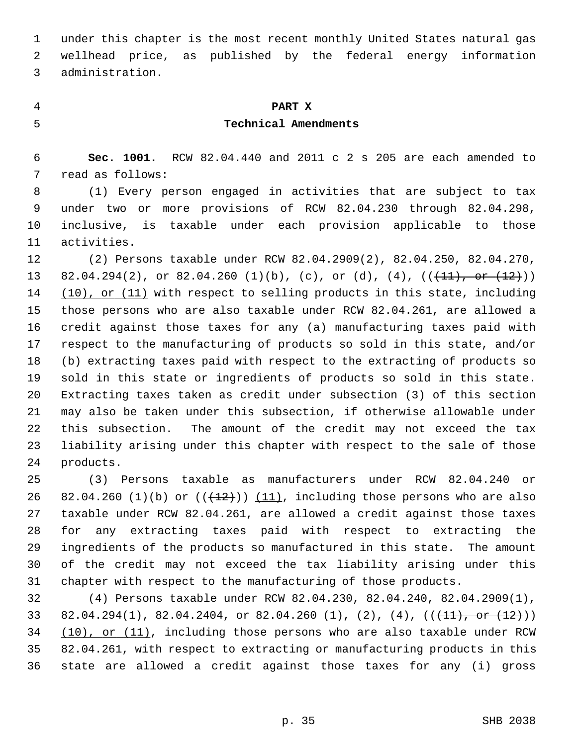under this chapter is the most recent monthly United States natural gas wellhead price, as published by the federal energy information administration.

## PART X
## Technical Amendments

**Sec. 1001.** RCW 82.04.440 and 2011 c 2 s 205 are each amended to read as follows:

(1) Every person engaged in activities that are subject to tax under two or more provisions of RCW 82.04.230 through 82.04.298, inclusive, is taxable under each provision applicable to those activities.

(2) Persons taxable under RCW 82.04.2909(2), 82.04.250, 82.04.270, 82.04.294(2), or 82.04.260 (1)(b), (c), or (d), (4), ((~~(11), or (12)~~)) <u>(10), or (11)</u> with respect to selling products in this state, including those persons who are also taxable under RCW 82.04.261, are allowed a credit against those taxes for any (a) manufacturing taxes paid with respect to the manufacturing of products so sold in this state, and/or (b) extracting taxes paid with respect to the extracting of products so sold in this state or ingredients of products so sold in this state. Extracting taxes taken as credit under subsection (3) of this section may also be taken under this subsection, if otherwise allowable under this subsection. The amount of the credit may not exceed the tax liability arising under this chapter with respect to the sale of those products.

(3) Persons taxable as manufacturers under RCW 82.04.240 or 82.04.260 (1)(b) or ((~~(12)~~)) <u>(11)</u>, including those persons who are also taxable under RCW 82.04.261, are allowed a credit against those taxes for any extracting taxes paid with respect to extracting the ingredients of the products so manufactured in this state. The amount of the credit may not exceed the tax liability arising under this chapter with respect to the manufacturing of those products.

(4) Persons taxable under RCW 82.04.230, 82.04.240, 82.04.2909(1), 82.04.294(1), 82.04.2404, or 82.04.260 (1), (2), (4), ((~~(11), or (12)~~)) <u>(10), or (11)</u>, including those persons who are also taxable under RCW 82.04.261, with respect to extracting or manufacturing products in this state are allowed a credit against those taxes for any (i) gross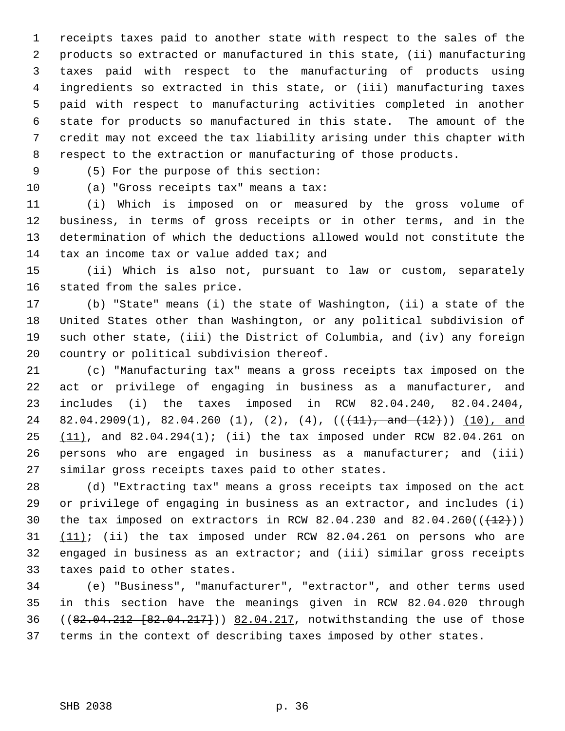receipts taxes paid to another state with respect to the sales of the products so extracted or manufactured in this state, (ii) manufacturing taxes paid with respect to the manufacturing of products using ingredients so extracted in this state, or (iii) manufacturing taxes paid with respect to manufacturing activities completed in another state for products so manufactured in this state. The amount of the credit may not exceed the tax liability arising under this chapter with respect to the extraction or manufacturing of those products.

(5) For the purpose of this section:

(a) "Gross receipts tax" means a tax:

(i) Which is imposed on or measured by the gross volume of business, in terms of gross receipts or in other terms, and in the determination of which the deductions allowed would not constitute the tax an income tax or value added tax; and

(ii) Which is also not, pursuant to law or custom, separately stated from the sales price.

(b) "State" means (i) the state of Washington, (ii) a state of the United States other than Washington, or any political subdivision of such other state, (iii) the District of Columbia, and (iv) any foreign country or political subdivision thereof.

(c) "Manufacturing tax" means a gross receipts tax imposed on the act or privilege of engaging in business as a manufacturer, and includes (i) the taxes imposed in RCW 82.04.240, 82.04.2404, 82.04.2909(1), 82.04.260 (1), (2), (4), ((~~(11), and (12)~~)) <u>(10), and (11)</u>, and 82.04.294(1); (ii) the tax imposed under RCW 82.04.261 on persons who are engaged in business as a manufacturer; and (iii) similar gross receipts taxes paid to other states.

(d) "Extracting tax" means a gross receipts tax imposed on the act or privilege of engaging in business as an extractor, and includes (i) the tax imposed on extractors in RCW 82.04.230 and 82.04.260((~~(12)~~)) <u>(11)</u>; (ii) the tax imposed under RCW 82.04.261 on persons who are engaged in business as an extractor; and (iii) similar gross receipts taxes paid to other states.

(e) "Business", "manufacturer", "extractor", and other terms used in this section have the meanings given in RCW 82.04.020 through ((~~82.04.212 [82.04.217]~~)) <u>82.04.217</u>, notwithstanding the use of those terms in the context of describing taxes imposed by other states.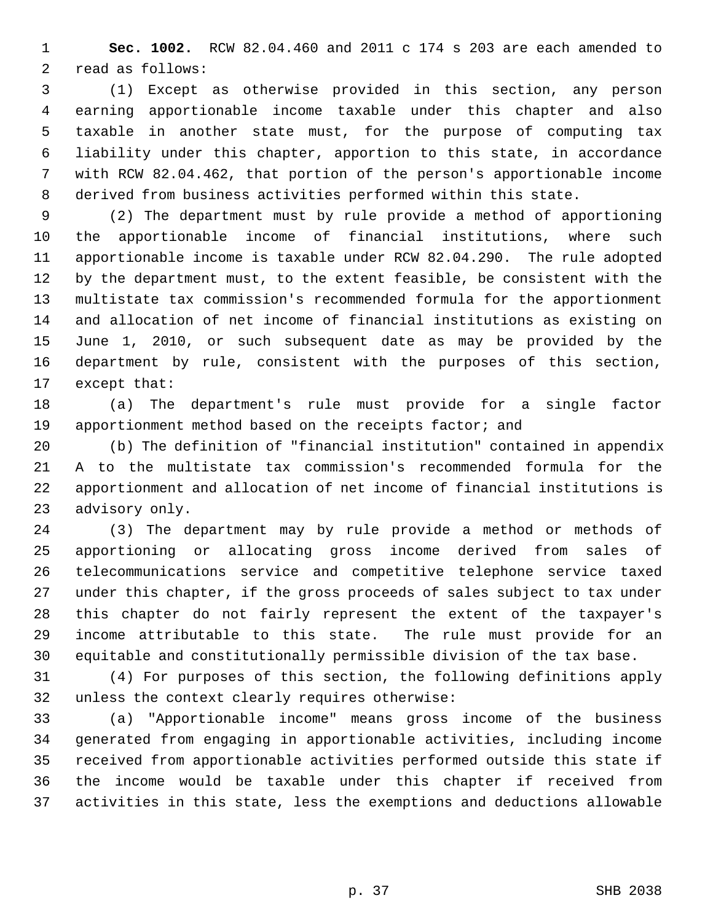**Sec. 1002.** RCW 82.04.460 and 2011 c 174 s 203 are each amended to read as follows:

(1) Except as otherwise provided in this section, any person earning apportionable income taxable under this chapter and also taxable in another state must, for the purpose of computing tax liability under this chapter, apportion to this state, in accordance with RCW 82.04.462, that portion of the person's apportionable income derived from business activities performed within this state.

(2) The department must by rule provide a method of apportioning the apportionable income of financial institutions, where such apportionable income is taxable under RCW 82.04.290. The rule adopted by the department must, to the extent feasible, be consistent with the multistate tax commission's recommended formula for the apportionment and allocation of net income of financial institutions as existing on June 1, 2010, or such subsequent date as may be provided by the department by rule, consistent with the purposes of this section, except that:

(a) The department's rule must provide for a single factor apportionment method based on the receipts factor; and

(b) The definition of "financial institution" contained in appendix A to the multistate tax commission's recommended formula for the apportionment and allocation of net income of financial institutions is advisory only.

(3) The department may by rule provide a method or methods of apportioning or allocating gross income derived from sales of telecommunications service and competitive telephone service taxed under this chapter, if the gross proceeds of sales subject to tax under this chapter do not fairly represent the extent of the taxpayer's income attributable to this state. The rule must provide for an equitable and constitutionally permissible division of the tax base.

(4) For purposes of this section, the following definitions apply unless the context clearly requires otherwise:

(a) "Apportionable income" means gross income of the business generated from engaging in apportionable activities, including income received from apportionable activities performed outside this state if the income would be taxable under this chapter if received from activities in this state, less the exemptions and deductions allowable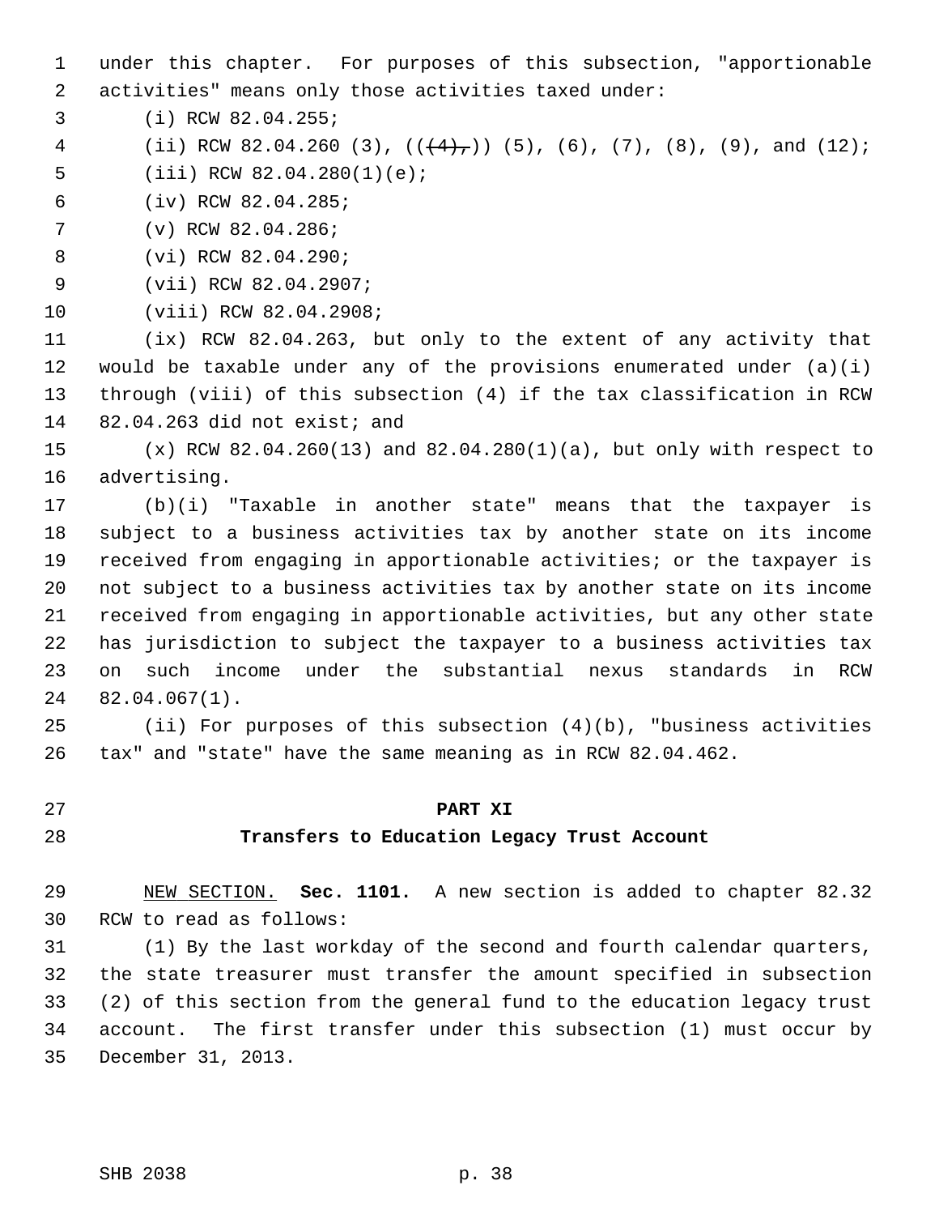under this chapter. For purposes of this subsection, "apportionable activities" means only those activities taxed under:

(i) RCW 82.04.255;

(ii) RCW 82.04.260 (3), (( ~~(4),~~ )) (5), (6), (7), (8), (9), and (12);

(iii) RCW 82.04.280(1)(e);

(iv) RCW 82.04.285;

(v) RCW 82.04.286;

(vi) RCW 82.04.290;

(vii) RCW 82.04.2907;

(viii) RCW 82.04.2908;

(ix) RCW 82.04.263, but only to the extent of any activity that would be taxable under any of the provisions enumerated under (a)(i) through (viii) of this subsection (4) if the tax classification in RCW 82.04.263 did not exist; and

(x) RCW 82.04.260(13) and 82.04.280(1)(a), but only with respect to advertising.

(b)(i) "Taxable in another state" means that the taxpayer is subject to a business activities tax by another state on its income received from engaging in apportionable activities; or the taxpayer is not subject to a business activities tax by another state on its income received from engaging in apportionable activities, but any other state has jurisdiction to subject the taxpayer to a business activities tax on such income under the substantial nexus standards in RCW 82.04.067(1).

(ii) For purposes of this subsection (4)(b), "business activities tax" and "state" have the same meaning as in RCW 82.04.462.

## PART XI

## Transfers to Education Legacy Trust Account

NEW SECTION. **Sec. 1101.** A new section is added to chapter 82.32 RCW to read as follows:

(1) By the last workday of the second and fourth calendar quarters, the state treasurer must transfer the amount specified in subsection (2) of this section from the general fund to the education legacy trust account. The first transfer under this subsection (1) must occur by December 31, 2013.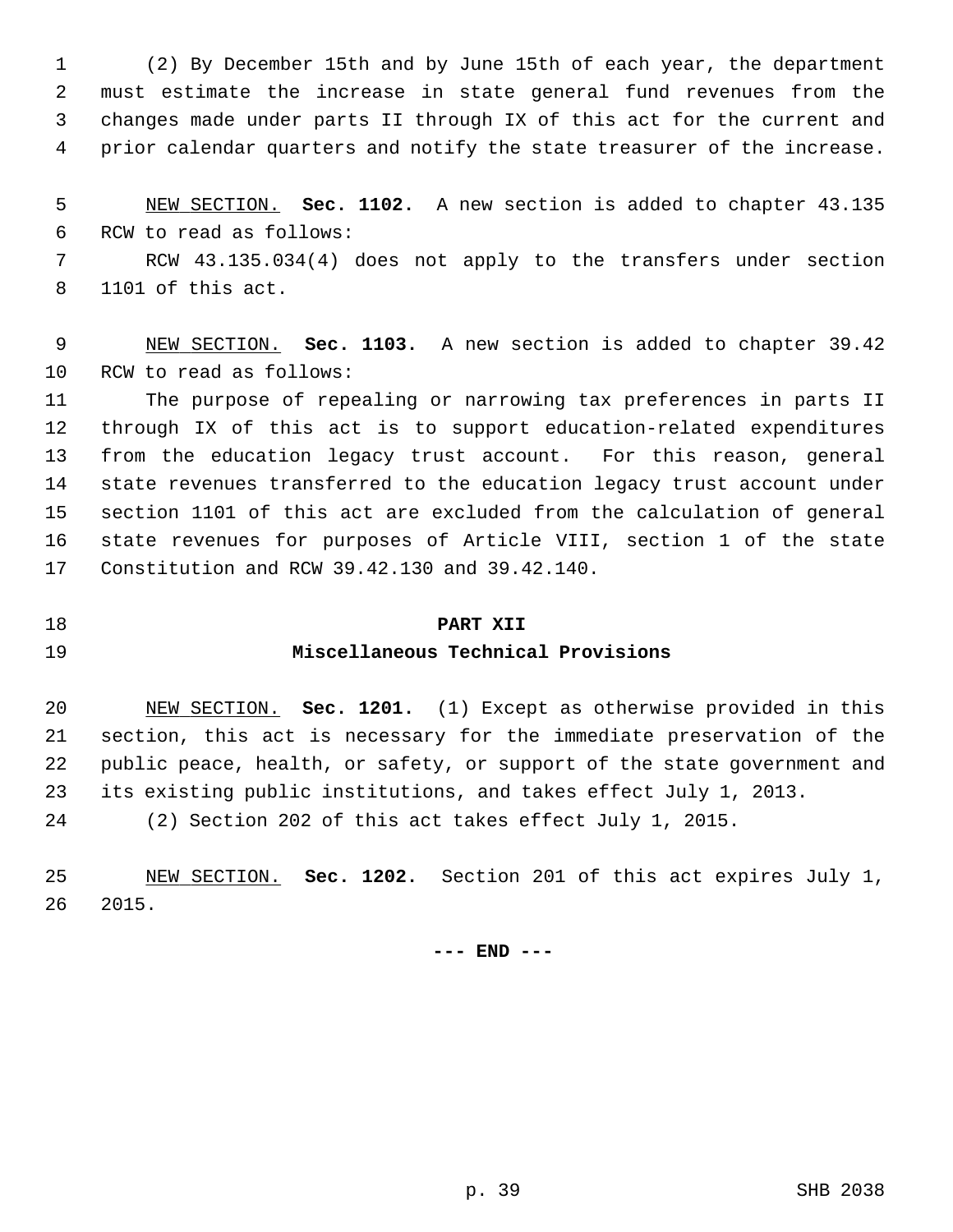(2) By December 15th and by June 15th of each year, the department must estimate the increase in state general fund revenues from the changes made under parts II through IX of this act for the current and prior calendar quarters and notify the state treasurer of the increase.

NEW SECTION. **Sec. 1102.** A new section is added to chapter 43.135 RCW to read as follows:

RCW 43.135.034(4) does not apply to the transfers under section 1101 of this act.

NEW SECTION. **Sec. 1103.** A new section is added to chapter 39.42 RCW to read as follows:

The purpose of repealing or narrowing tax preferences in parts II through IX of this act is to support education-related expenditures from the education legacy trust account. For this reason, general state revenues transferred to the education legacy trust account under section 1101 of this act are excluded from the calculation of general state revenues for purposes of Article VIII, section 1 of the state Constitution and RCW 39.42.130 and 39.42.140.

## PART XII
## Miscellaneous Technical Provisions

NEW SECTION. **Sec. 1201.** (1) Except as otherwise provided in this section, this act is necessary for the immediate preservation of the public peace, health, or safety, or support of the state government and its existing public institutions, and takes effect July 1, 2013.

(2) Section 202 of this act takes effect July 1, 2015.

NEW SECTION. **Sec. 1202.** Section 201 of this act expires July 1, 2015.

**--- END ---**